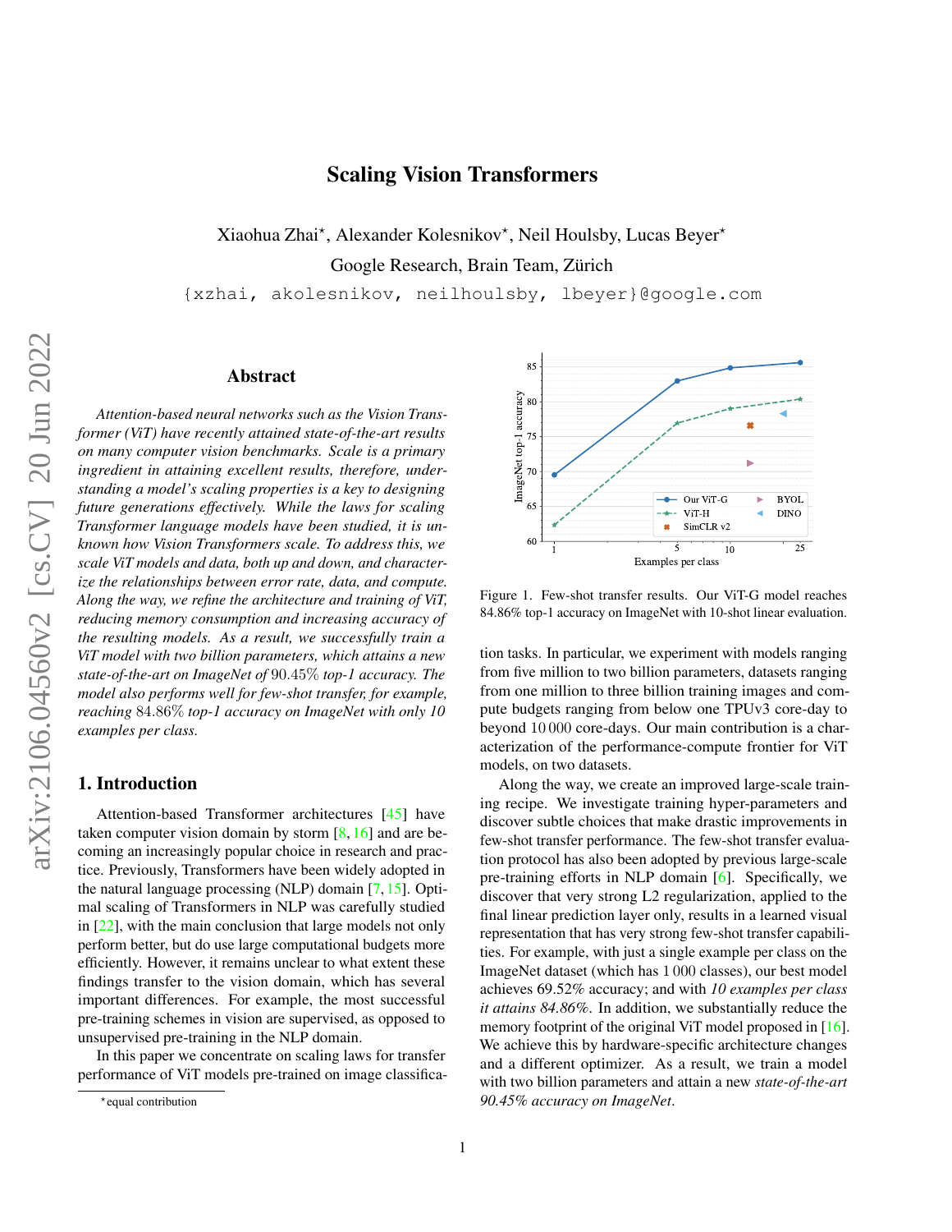# Scaling Vision Transformers

Xiaohua Zhai*, Alexander Kolesnikov*, Neil Houlsby, Lucas Beyer*

Google Research, Brain Team, Zürich

{xzhai, akolesnikov, neilhoulsby, lbeyer}@google.com

## Abstract

*Attention-based neural networks such as the Vision Transformer (ViT) have recently attained state-of-the-art results on many computer vision benchmarks. Scale is a primary ingredient in attaining excellent results, therefore, understanding a model's scaling properties is a key to designing future generations effectively. While the laws for scaling Transformer language models have been studied, it is unknown how Vision Transformers scale. To address this, we scale ViT models and data, both up and down, and characterize the relationships between error rate, data, and compute. Along the way, we refine the architecture and training of ViT, reducing memory consumption and increasing accuracy of the resulting models. As a result, we successfully train a ViT model with two billion parameters, which attains a new state-of-the-art on ImageNet of* 90.45% *top-1 accuracy. The model also performs well for few-shot transfer, for example, reaching* 84.86% *top-1 accuracy on ImageNet with only 10 examples per class.*

## 1. Introduction

Attention-based Transformer architectures [45] have taken computer vision domain by storm [8, 16] and are becoming an increasingly popular choice in research and practice. Previously, Transformers have been widely adopted in the natural language processing (NLP) domain [7, 15]. Optimal scaling of Transformers in NLP was carefully studied in [22], with the main conclusion that large models not only perform better, but do use large computational budgets more efficiently. However, it remains unclear to what extent these findings transfer to the vision domain, which has several important differences. For example, the most successful pre-training schemes in vision are supervised, as opposed to unsupervised pre-training in the NLP domain.

In this paper we concentrate on scaling laws for transfer performance of ViT models pre-trained on image classification tasks. In particular, we experiment with models ranging from five million to two billion parameters, datasets ranging from one million to three billion training images and compute budgets ranging from below one TPUv3 core-day to beyond 10 000 core-days. Our main contribution is a characterization of the performance-compute frontier for ViT models, on two datasets.

Along the way, we create an improved large-scale training recipe. We investigate training hyper-parameters and discover subtle choices that make drastic improvements in few-shot transfer performance. The few-shot transfer evaluation protocol has also been adopted by previous large-scale pre-training efforts in NLP domain [6]. Specifically, we discover that very strong L2 regularization, applied to the final linear prediction layer only, results in a learned visual representation that has very strong few-shot transfer capabilities. For example, with just a single example per class on the ImageNet dataset (which has 1 000 classes), our best model achieves 69.52% accuracy; and with *10 examples per class it attains 84.86%*. In addition, we substantially reduce the memory footprint of the original ViT model proposed in [16]. We achieve this by hardware-specific architecture changes and a different optimizer. As a result, we train a model with two billion parameters and attain a new *state-of-the-art 90.45% accuracy on ImageNet*.

Figure 1. Few-shot transfer results. Our ViT-G model reaches 84.86% top-1 accuracy on ImageNet with 10-shot linear evaluation.

*equal contribution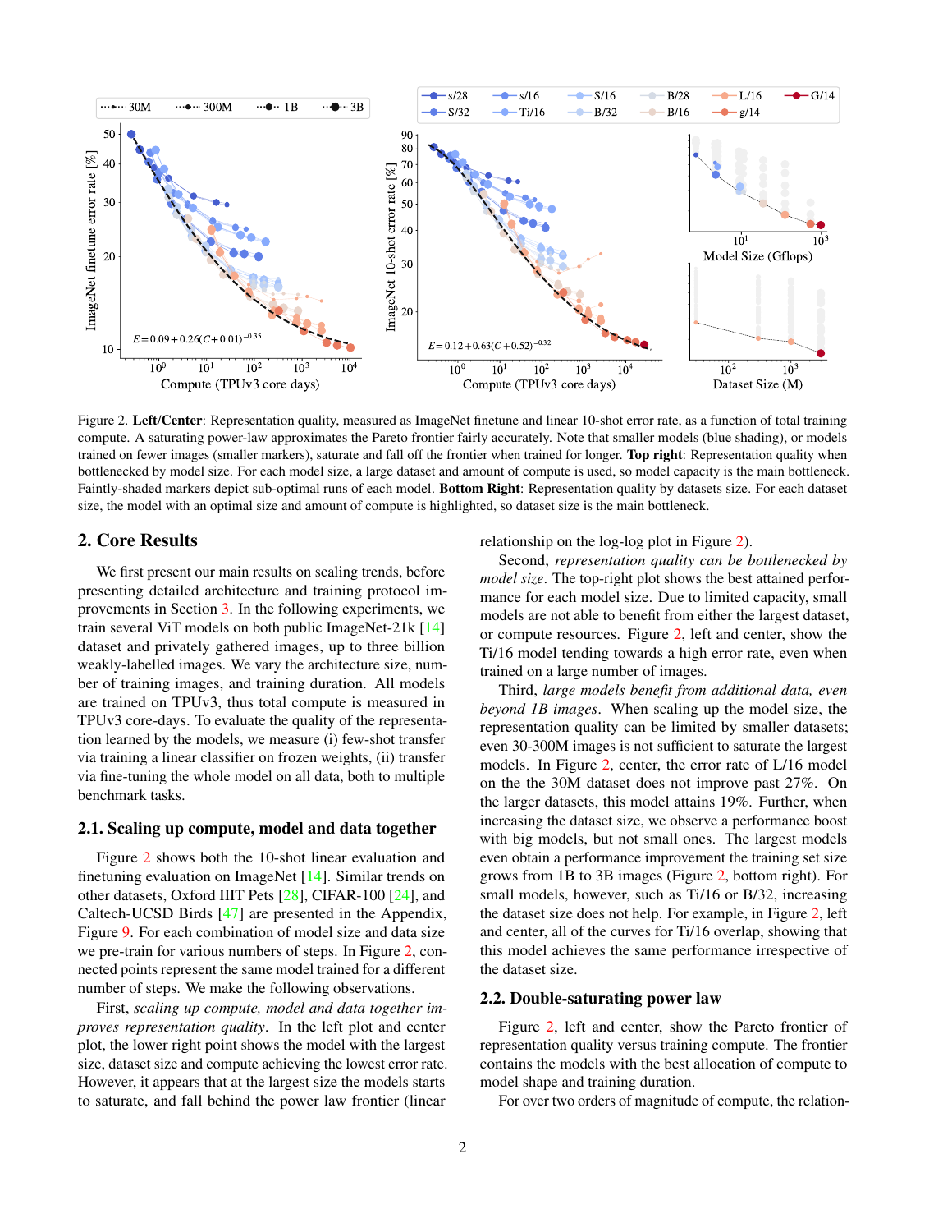Figure 2. **Left/Center**: Representation quality, measured as ImageNet finetune and linear 10-shot error rate, as a function of total training compute. A saturating power-law approximates the Pareto frontier fairly accurately. Note that smaller models (blue shading), or models trained on fewer images (smaller markers), saturate and fall off the frontier when trained for longer. **Top right**: Representation quality when bottlenecked by model size. For each model size, a large dataset and amount of compute is used, so model capacity is the main bottleneck. Faintly-shaded markers depict sub-optimal runs of each model. **Bottom Right**: Representation quality by datasets size. For each dataset size, the model with an optimal size and amount of compute is highlighted, so dataset size is the main bottleneck.

## 2. Core Results

We first present our main results on scaling trends, before presenting detailed architecture and training protocol improvements in Section 3. In the following experiments, we train several ViT models on both public ImageNet-21k [14] dataset and privately gathered images, up to three billion weakly-labelled images. We vary the architecture size, number of training images, and training duration. All models are trained on TPUv3, thus total compute is measured in TPUv3 core-days. To evaluate the quality of the representation learned by the models, we measure (i) few-shot transfer via training a linear classifier on frozen weights, (ii) transfer via fine-tuning the whole model on all data, both to multiple benchmark tasks.

### 2.1. Scaling up compute, model and data together

Figure 2 shows both the 10-shot linear evaluation and finetuning evaluation on ImageNet [14]. Similar trends on other datasets, Oxford IIIT Pets [28], CIFAR-100 [24], and Caltech-UCSD Birds [47] are presented in the Appendix, Figure 9. For each combination of model size and data size we pre-train for various numbers of steps. In Figure 2, connected points represent the same model trained for a different number of steps. We make the following observations.

First, *scaling up compute, model and data together improves representation quality*. In the left plot and center plot, the lower right point shows the model with the largest size, dataset size and compute achieving the lowest error rate. However, it appears that at the largest size the models starts to saturate, and fall behind the power law frontier (linear relationship on the log-log plot in Figure 2).

Second, *representation quality can be bottlenecked by model size*. The top-right plot shows the best attained performance for each model size. Due to limited capacity, small models are not able to benefit from either the largest dataset, or compute resources. Figure 2, left and center, show the Ti/16 model tending towards a high error rate, even when trained on a large number of images.

Third, *large models benefit from additional data, even beyond 1B images*. When scaling up the model size, the representation quality can be limited by smaller datasets; even 30-300M images is not sufficient to saturate the largest models. In Figure 2, center, the error rate of L/16 model on the the 30M dataset does not improve past 27%. On the larger datasets, this model attains 19%. Further, when increasing the dataset size, we observe a performance boost with big models, but not small ones. The largest models even obtain a performance improvement the training set size grows from 1B to 3B images (Figure 2, bottom right). For small models, however, such as Ti/16 or B/32, increasing the dataset size does not help. For example, in Figure 2, left and center, all of the curves for Ti/16 overlap, showing that this model achieves the same performance irrespective of the dataset size.

### 2.2. Double-saturating power law

Figure 2, left and center, show the Pareto frontier of representation quality versus training compute. The frontier contains the models with the best allocation of compute to model shape and training duration.

For over two orders of magnitude of compute, the relation-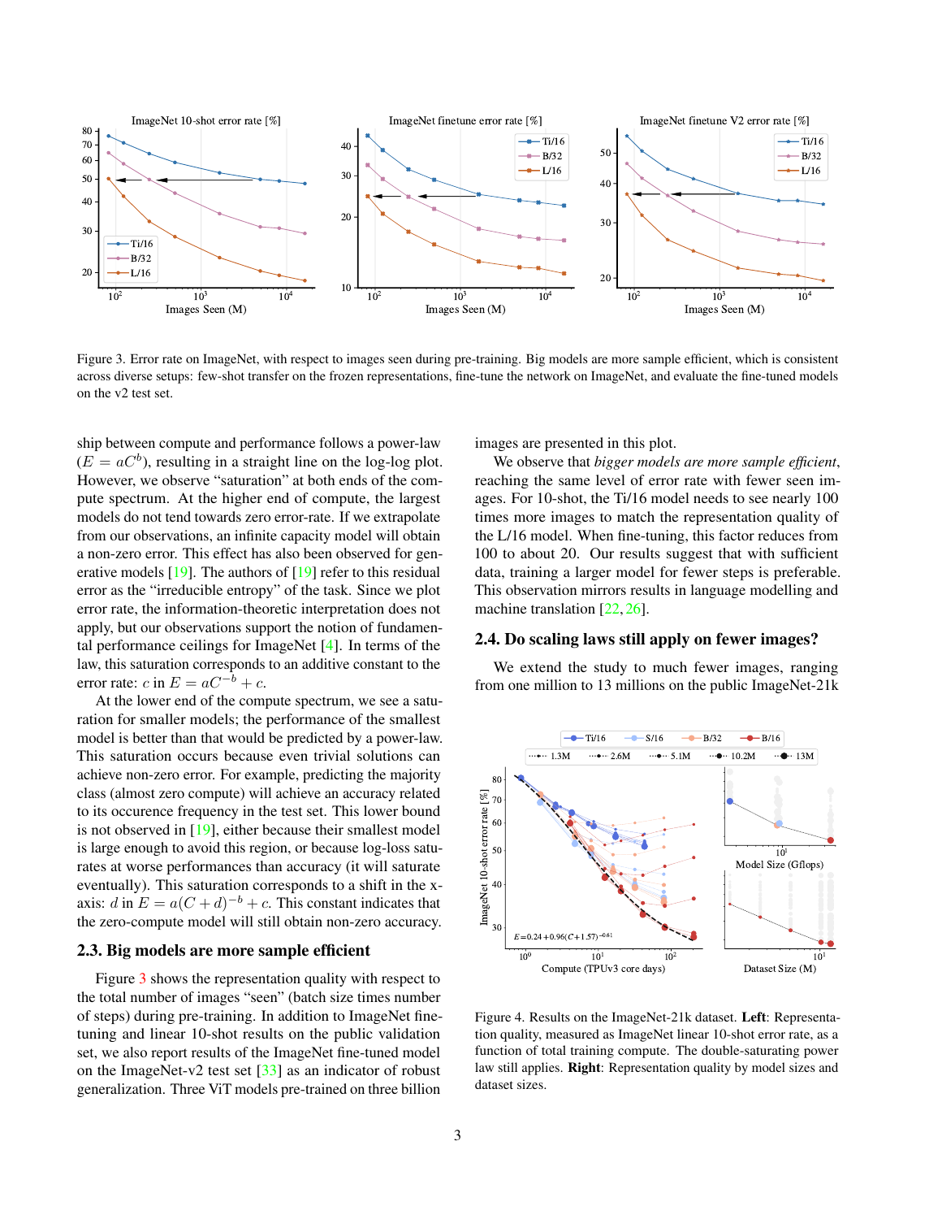Figure 3. Error rate on ImageNet, with respect to images seen during pre-training. Big models are more sample efficient, which is consistent across diverse setups: few-shot transfer on the frozen representations, fine-tune the network on ImageNet, and evaluate the fine-tuned models on the v2 test set.

ship between compute and performance follows a power-law ($E = aC^b$), resulting in a straight line on the log-log plot. However, we observe "saturation" at both ends of the compute spectrum. At the higher end of compute, the largest models do not tend towards zero error-rate. If we extrapolate from our observations, an infinite capacity model will obtain a non-zero error. This effect has also been observed for generative models [19]. The authors of [19] refer to this residual error as the "irreducible entropy" of the task. Since we plot error rate, the information-theoretic interpretation does not apply, but our observations support the notion of fundamental performance ceilings for ImageNet [4]. In terms of the law, this saturation corresponds to an additive constant to the error rate: $c$ in $E = aC^{-b} + c$.

At the lower end of the compute spectrum, we see a saturation for smaller models; the performance of the smallest model is better than that would be predicted by a power-law. This saturation occurs because even trivial solutions can achieve non-zero error. For example, predicting the majority class (almost zero compute) will achieve an accuracy related to its occurence frequency in the test set. This lower bound is not observed in [19], either because their smallest model is large enough to avoid this region, or because log-loss saturates at worse performances than accuracy (it will saturate eventually). This saturation corresponds to a shift in the x-axis: $d$ in $E = a(C + d)^{-b} + c$. This constant indicates that the zero-compute model will still obtain non-zero accuracy.

### 2.3. Big models are more sample efficient

Figure 3 shows the representation quality with respect to the total number of images "seen" (batch size times number of steps) during pre-training. In addition to ImageNet fine-tuning and linear 10-shot results on the public validation set, we also report results of the ImageNet fine-tuned model on the ImageNet-v2 test set [33] as an indicator of robust generalization. Three ViT models pre-trained on three billion images are presented in this plot.

We observe that *bigger models are more sample efficient*, reaching the same level of error rate with fewer seen images. For 10-shot, the Ti/16 model needs to see nearly 100 times more images to match the representation quality of the L/16 model. When fine-tuning, this factor reduces from 100 to about 20. Our results suggest that with sufficient data, training a larger model for fewer steps is preferable. This observation mirrors results in language modelling and machine translation [22, 26].

### 2.4. Do scaling laws still apply on fewer images?

We extend the study to much fewer images, ranging from one million to 13 millions on the public ImageNet-21k

Figure 4. Results on the ImageNet-21k dataset. **Left**: Representation quality, measured as ImageNet linear 10-shot error rate, as a function of total training compute. The double-saturating power law still applies. **Right**: Representation quality by model sizes and dataset sizes.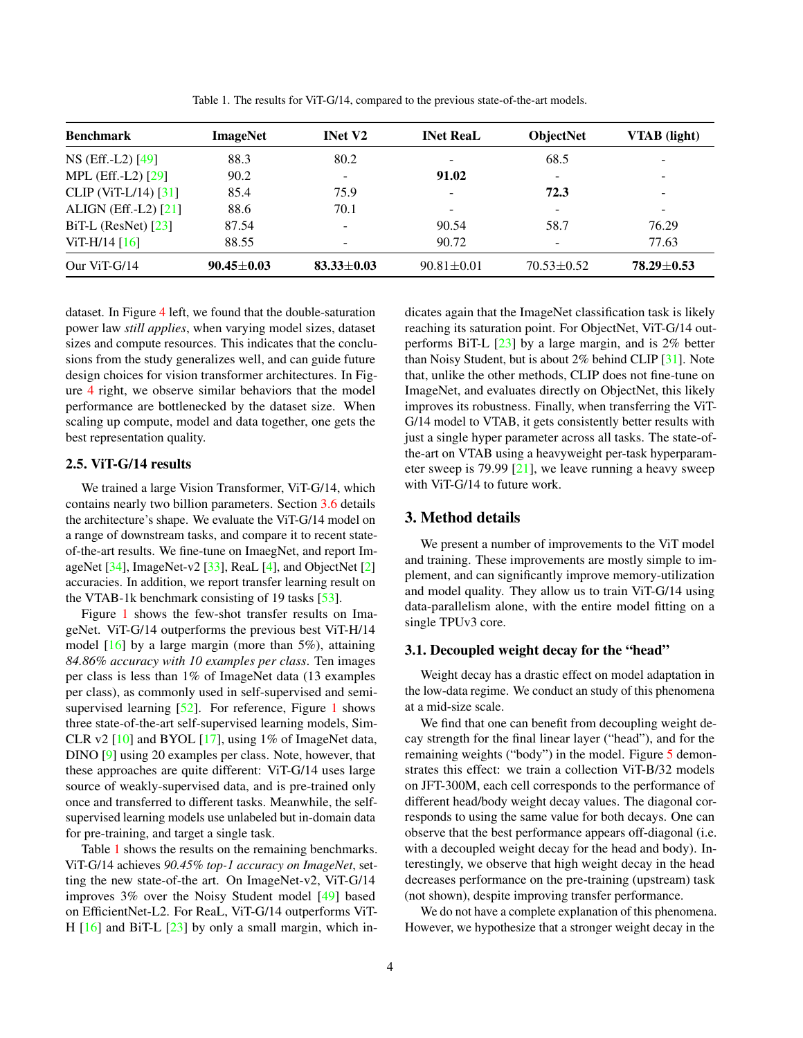Table 1. The results for ViT-G/14, compared to the previous state-of-the-art models.

| Benchmark | ImageNet | INet V2 | INet ReaL | ObjectNet | VTAB (light) |
| --- | --- | --- | --- | --- | --- |
| NS (Eff.-L2) [49] | 88.3 | 80.2 | - | 68.5 | - |
| MPL (Eff.-L2) [29] | 90.2 | - | **91.02** | - | - |
| CLIP (ViT-L/14) [31] | 85.4 | 75.9 | - | **72.3** | - |
| ALIGN (Eff.-L2) [21] | 88.6 | 70.1 | - | - | - |
| BiT-L (ResNet) [23] | 87.54 | - | 90.54 | 58.7 | 76.29 |
| ViT-H/14 [16] | 88.55 | - | 90.72 | - | 77.63 |
| Our ViT-G/14 | **90.45±0.03** | **83.33±0.03** | 90.81±0.01 | 70.53±0.52 | **78.29±0.53** |

dataset. In Figure 4 left, we found that the double-saturation power law *still applies*, when varying model sizes, dataset sizes and compute resources. This indicates that the conclusions from the study generalizes well, and can guide future design choices for vision transformer architectures. In Figure 4 right, we observe similar behaviors that the model performance are bottlenecked by the dataset size. When scaling up compute, model and data together, one gets the best representation quality.

### 2.5. ViT-G/14 results

We trained a large Vision Transformer, ViT-G/14, which contains nearly two billion parameters. Section 3.6 details the architecture's shape. We evaluate the ViT-G/14 model on a range of downstream tasks, and compare it to recent state-of-the-art results. We fine-tune on ImaegNet, and report ImageNet [34], ImageNet-v2 [33], ReaL [4], and ObjectNet [2] accuracies. In addition, we report transfer learning result on the VTAB-1k benchmark consisting of 19 tasks [53].

Figure 1 shows the few-shot transfer results on ImageNet. ViT-G/14 outperforms the previous best ViT-H/14 model [16] by a large margin (more than 5%), attaining *84.86% accuracy with 10 examples per class*. Ten images per class is less than 1% of ImageNet data (13 examples per class), as commonly used in self-supervised and semi-supervised learning [52]. For reference, Figure 1 shows three state-of-the-art self-supervised learning models, SimCLR v2 [10] and BYOL [17], using 1% of ImageNet data, DINO [9] using 20 examples per class. Note, however, that these approaches are quite different: ViT-G/14 uses large source of weakly-supervised data, and is pre-trained only once and transferred to different tasks. Meanwhile, the self-supervised learning models use unlabeled but in-domain data for pre-training, and target a single task.

Table 1 shows the results on the remaining benchmarks. ViT-G/14 achieves *90.45% top-1 accuracy on ImageNet*, setting the new state-of-the art. On ImageNet-v2, ViT-G/14 improves 3% over the Noisy Student model [49] based on EfficientNet-L2. For ReaL, ViT-G/14 outperforms ViT-H [16] and BiT-L [23] by only a small margin, which indicates again that the ImageNet classification task is likely reaching its saturation point. For ObjectNet, ViT-G/14 outperforms BiT-L [23] by a large margin, and is 2% better than Noisy Student, but is about 2% behind CLIP [31]. Note that, unlike the other methods, CLIP does not fine-tune on ImageNet, and evaluates directly on ObjectNet, this likely improves its robustness. Finally, when transferring the ViT-G/14 model to VTAB, it gets consistently better results with just a single hyper parameter across all tasks. The state-of-the-art on VTAB using a heavyweight per-task hyperparameter sweep is 79.99 [21], we leave running a heavy sweep with ViT-G/14 to future work.

## 3. Method details

We present a number of improvements to the ViT model and training. These improvements are mostly simple to implement, and can significantly improve memory-utilization and model quality. They allow us to train ViT-G/14 using data-parallelism alone, with the entire model fitting on a single TPUv3 core.

### 3.1. Decoupled weight decay for the "head"

Weight decay has a drastic effect on model adaptation in the low-data regime. We conduct an study of this phenomena at a mid-size scale.

We find that one can benefit from decoupling weight decay strength for the final linear layer ("head"), and for the remaining weights ("body") in the model. Figure 5 demonstrates this effect: we train a collection ViT-B/32 models on JFT-300M, each cell corresponds to the performance of different head/body weight decay values. The diagonal corresponds to using the same value for both decays. One can observe that the best performance appears off-diagonal (i.e. with a decoupled weight decay for the head and body). Interestingly, we observe that high weight decay in the head decreases performance on the pre-training (upstream) task (not shown), despite improving transfer performance.

We do not have a complete explanation of this phenomena. However, we hypothesize that a stronger weight decay in the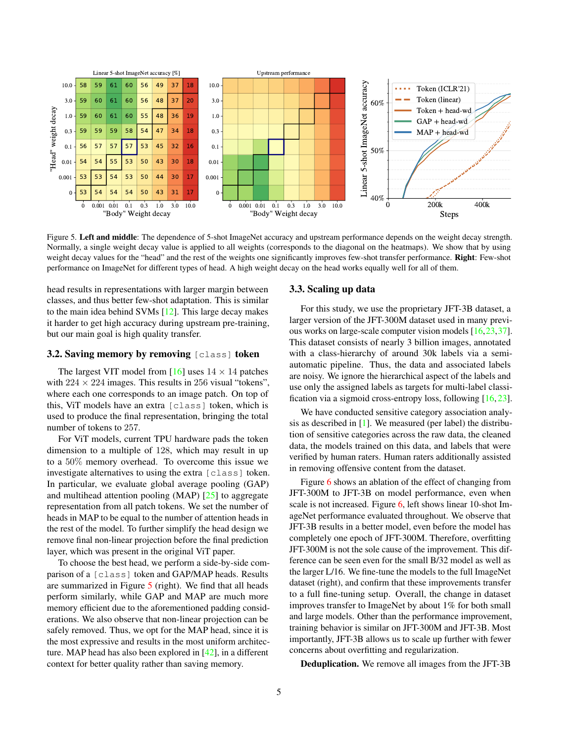Figure 5. **Left and middle**: The dependence of 5-shot ImageNet accuracy and upstream performance depends on the weight decay strength. Normally, a single weight decay value is applied to all weights (corresponds to the diagonal on the heatmaps). We show that by using weight decay values for the "head" and the rest of the weights one significantly improves few-shot transfer performance. **Right**: Few-shot performance on ImageNet for different types of head. A high weight decay on the head works equally well for all of them.

head results in representations with larger margin between classes, and thus better few-shot adaptation. This is similar to the main idea behind SVMs [12]. This large decay makes it harder to get high accuracy during upstream pre-training, but our main goal is high quality transfer.

### 3.2. Saving memory by removing `[class]` token

The largest VIT model from [16] uses $14 \times 14$ patches with $224 \times 224$ images. This results in 256 visual "tokens", where each one corresponds to an image patch. On top of this, ViT models have an extra `[class]` token, which is used to produce the final representation, bringing the total number of tokens to 257.

For ViT models, current TPU hardware pads the token dimension to a multiple of 128, which may result in up to a 50% memory overhead. To overcome this issue we investigate alternatives to using the extra `[class]` token. In particular, we evaluate global average pooling (GAP) and multihead attention pooling (MAP) [25] to aggregate representation from all patch tokens. We set the number of heads in MAP to be equal to the number of attention heads in the rest of the model. To further simplify the head design we remove final non-linear projection before the final prediction layer, which was present in the original ViT paper.

To choose the best head, we perform a side-by-side comparison of a `[class]` token and GAP/MAP heads. Results are summarized in Figure 5 (right). We find that all heads perform similarly, while GAP and MAP are much more memory efficient due to the aforementioned padding considerations. We also observe that non-linear projection can be safely removed. Thus, we opt for the MAP head, since it is the most expressive and results in the most uniform architecture. MAP head has also been explored in [42], in a different context for better quality rather than saving memory.

### 3.3. Scaling up data

For this study, we use the proprietary JFT-3B dataset, a larger version of the JFT-300M dataset used in many previous works on large-scale computer vision models [16,23,37]. This dataset consists of nearly 3 billion images, annotated with a class-hierarchy of around 30k labels via a semi-automatic pipeline. Thus, the data and associated labels are noisy. We ignore the hierarchical aspect of the labels and use only the assigned labels as targets for multi-label classification via a sigmoid cross-entropy loss, following [16,23].

We have conducted sensitive category association analysis as described in [1]. We measured (per label) the distribution of sensitive categories across the raw data, the cleaned data, the models trained on this data, and labels that were verified by human raters. Human raters additionally assisted in removing offensive content from the dataset.

Figure 6 shows an ablation of the effect of changing from JFT-300M to JFT-3B on model performance, even when scale is not increased. Figure 6, left shows linear 10-shot ImageNet performance evaluated throughout. We observe that JFT-3B results in a better model, even before the model has completely one epoch of JFT-300M. Therefore, overfitting JFT-300M is not the sole cause of the improvement. This difference can be seen even for the small B/32 model as well as the larger L/16. We fine-tune the models to the full ImageNet dataset (right), and confirm that these improvements transfer to a full fine-tuning setup. Overall, the change in dataset improves transfer to ImageNet by about 1% for both small and large models. Other than the performance improvement, training behavior is similar on JFT-300M and JFT-3B. Most importantly, JFT-3B allows us to scale up further with fewer concerns about overfitting and regularization.

**Deduplication.** We remove all images from the JFT-3B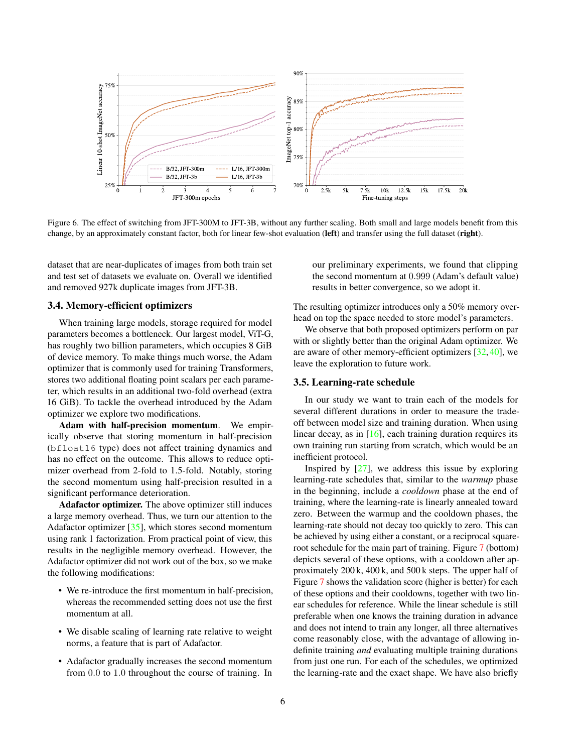Figure 6. The effect of switching from JFT-300M to JFT-3B, without any further scaling. Both small and large models benefit from this change, by an approximately constant factor, both for linear few-shot evaluation (**left**) and transfer using the full dataset (**right**).

dataset that are near-duplicates of images from both train set and test set of datasets we evaluate on. Overall we identified and removed 927k duplicate images from JFT-3B.

### 3.4. Memory-efficient optimizers

When training large models, storage required for model parameters becomes a bottleneck. Our largest model, ViT-G, has roughly two billion parameters, which occupies 8 GiB of device memory. To make things much worse, the Adam optimizer that is commonly used for training Transformers, stores two additional floating point scalars per each parameter, which results in an additional two-fold overhead (extra 16 GiB). To tackle the overhead introduced by the Adam optimizer we explore two modifications.

**Adam with half-precision momentum**. We empirically observe that storing momentum in half-precision (`bfloat16` type) does not affect training dynamics and has no effect on the outcome. This allows to reduce optimizer overhead from 2-fold to 1.5-fold. Notably, storing the second momentum using half-precision resulted in a significant performance deterioration.

**Adafactor optimizer.** The above optimizer still induces a large memory overhead. Thus, we turn our attention to the Adafactor optimizer [35], which stores second momentum using rank 1 factorization. From practical point of view, this results in the negligible memory overhead. However, the Adafactor optimizer did not work out of the box, so we make the following modifications:

- We re-introduce the first momentum in half-precision, whereas the recommended setting does not use the first momentum at all.
- We disable scaling of learning rate relative to weight norms, a feature that is part of Adafactor.
- Adafactor gradually increases the second momentum from 0.0 to 1.0 throughout the course of training. In our preliminary experiments, we found that clipping the second momentum at 0.999 (Adam's default value) results in better convergence, so we adopt it.

The resulting optimizer introduces only a 50% memory overhead on top the space needed to store model's parameters.

We observe that both proposed optimizers perform on par with or slightly better than the original Adam optimizer. We are aware of other memory-efficient optimizers [32, 40], we leave the exploration to future work.

### 3.5. Learning-rate schedule

In our study we want to train each of the models for several different durations in order to measure the trade-off between model size and training duration. When using linear decay, as in [16], each training duration requires its own training run starting from scratch, which would be an inefficient protocol.

Inspired by [27], we address this issue by exploring learning-rate schedules that, similar to the *warmup* phase in the beginning, include a *cooldown* phase at the end of training, where the learning-rate is linearly annealed toward zero. Between the warmup and the cooldown phases, the learning-rate should not decay too quickly to zero. This can be achieved by using either a constant, or a reciprocal square-root schedule for the main part of training. Figure 7 (bottom) depicts several of these options, with a cooldown after approximately 200 k, 400 k, and 500 k steps. The upper half of Figure 7 shows the validation score (higher is better) for each of these options and their cooldowns, together with two linear schedules for reference. While the linear schedule is still preferable when one knows the training duration in advance and does not intend to train any longer, all three alternatives come reasonably close, with the advantage of allowing indefinite training *and* evaluating multiple training durations from just one run. For each of the schedules, we optimized the learning-rate and the exact shape. We have also briefly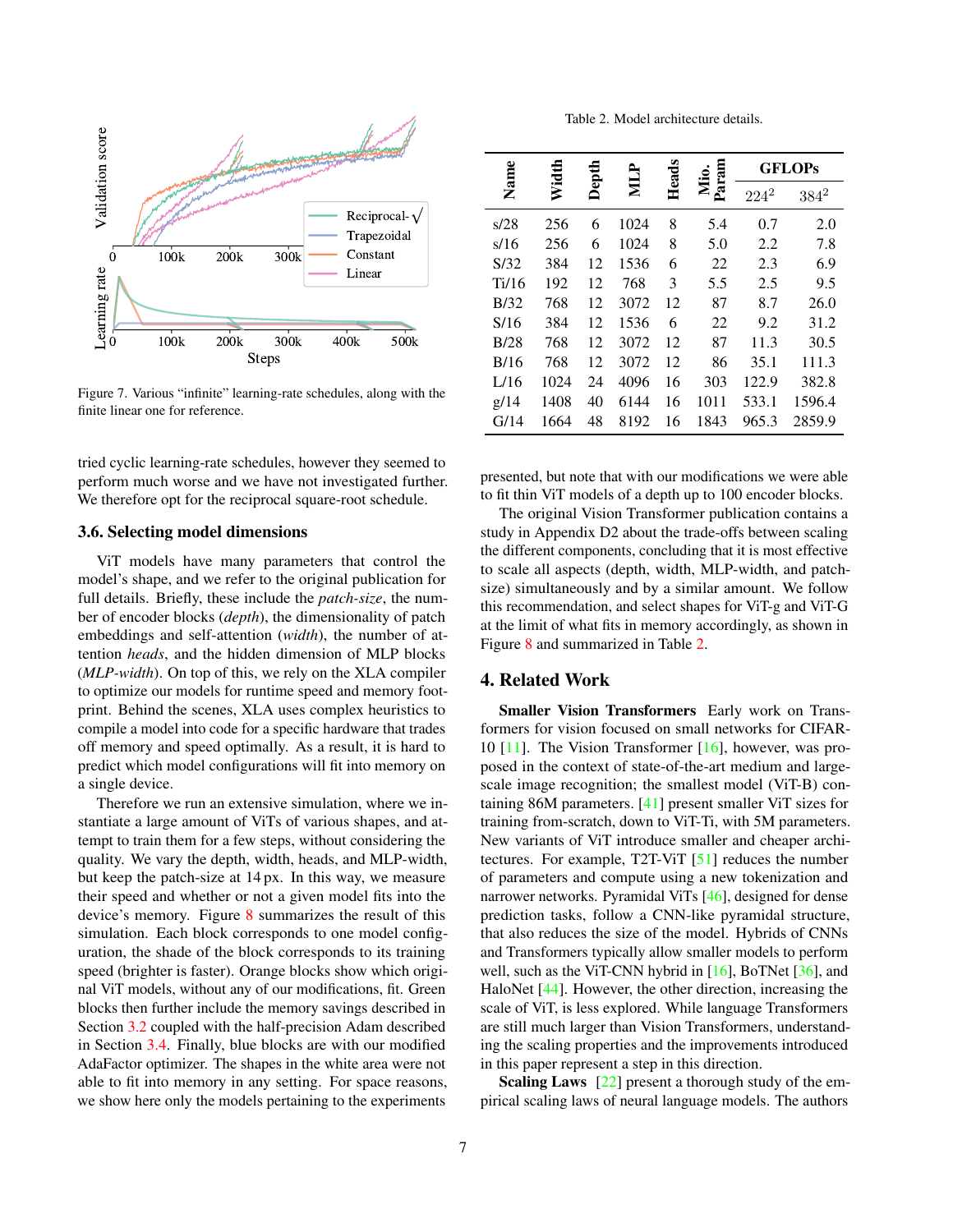Figure 7. Various "infinite" learning-rate schedules, along with the finite linear one for reference.

tried cyclic learning-rate schedules, however they seemed to perform much worse and we have not investigated further. We therefore opt for the reciprocal square-root schedule.

### 3.6. Selecting model dimensions

ViT models have many parameters that control the model's shape, and we refer to the original publication for full details. Briefly, these include the *patch-size*, the number of encoder blocks (*depth*), the dimensionality of patch embeddings and self-attention (*width*), the number of attention *heads*, and the hidden dimension of MLP blocks (*MLP-width*). On top of this, we rely on the XLA compiler to optimize our models for runtime speed and memory footprint. Behind the scenes, XLA uses complex heuristics to compile a model into code for a specific hardware that trades off memory and speed optimally. As a result, it is hard to predict which model configurations will fit into memory on a single device.

Therefore we run an extensive simulation, where we instantiate a large amount of ViTs of various shapes, and attempt to train them for a few steps, without considering the quality. We vary the depth, width, heads, and MLP-width, but keep the patch-size at 14 px. In this way, we measure their speed and whether or not a given model fits into the device's memory. Figure 8 summarizes the result of this simulation. Each block corresponds to one model configuration, the shade of the block corresponds to its training speed (brighter is faster). Orange blocks show which original ViT models, without any of our modifications, fit. Green blocks then further include the memory savings described in Section 3.2 coupled with the half-precision Adam described in Section 3.4. Finally, blue blocks are with our modified AdaFactor optimizer. The shapes in the white area were not able to fit into memory in any setting. For space reasons, we show here only the models pertaining to the experiments presented, but note that with our modifications we were able to fit thin ViT models of a depth up to 100 encoder blocks.

Table 2. Model architecture details.

| Name | Width | Depth | MLP | Heads | Mio. Param | GFLOPs $224^2$ | GFLOPs $384^2$ |
|---|---|---|---|---|---|---|---|
| s/28 | 256 | 6 | 1024 | 8 | 5.4 | 0.7 | 2.0 |
| s/16 | 256 | 6 | 1024 | 8 | 5.0 | 2.2 | 7.8 |
| S/32 | 384 | 12 | 1536 | 6 | 22 | 2.3 | 6.9 |
| Ti/16 | 192 | 12 | 768 | 3 | 5.5 | 2.5 | 9.5 |
| B/32 | 768 | 12 | 3072 | 12 | 87 | 8.7 | 26.0 |
| S/16 | 384 | 12 | 1536 | 6 | 22 | 9.2 | 31.2 |
| B/28 | 768 | 12 | 3072 | 12 | 87 | 11.3 | 30.5 |
| B/16 | 768 | 12 | 3072 | 12 | 86 | 35.1 | 111.3 |
| L/16 | 1024 | 24 | 4096 | 16 | 303 | 122.9 | 382.8 |
| g/14 | 1408 | 40 | 6144 | 16 | 1011 | 533.1 | 1596.4 |
| G/14 | 1664 | 48 | 8192 | 16 | 1843 | 965.3 | 2859.9 |

The original Vision Transformer publication contains a study in Appendix D2 about the trade-offs between scaling the different components, concluding that it is most effective to scale all aspects (depth, width, MLP-width, and patch-size) simultaneously and by a similar amount. We follow this recommendation, and select shapes for ViT-g and ViT-G at the limit of what fits in memory accordingly, as shown in Figure 8 and summarized in Table 2.

## 4. Related Work

**Smaller Vision Transformers** Early work on Transformers for vision focused on small networks for CIFAR-10 [11]. The Vision Transformer [16], however, was proposed in the context of state-of-the-art medium and large-scale image recognition; the smallest model (ViT-B) containing 86M parameters. [41] present smaller ViT sizes for training from-scratch, down to ViT-Ti, with 5M parameters. New variants of ViT introduce smaller and cheaper architectures. For example, T2T-ViT [51] reduces the number of parameters and compute using a new tokenization and narrower networks. Pyramidal ViTs [46], designed for dense prediction tasks, follow a CNN-like pyramidal structure, that also reduces the size of the model. Hybrids of CNNs and Transformers typically allow smaller models to perform well, such as the ViT-CNN hybrid in [16], BoTNet [36], and HaloNet [44]. However, the other direction, increasing the scale of ViT, is less explored. While language Transformers are still much larger than Vision Transformers, understanding the scaling properties and the improvements introduced in this paper represent a step in this direction.

**Scaling Laws** [22] present a thorough study of the empirical scaling laws of neural language models. The authors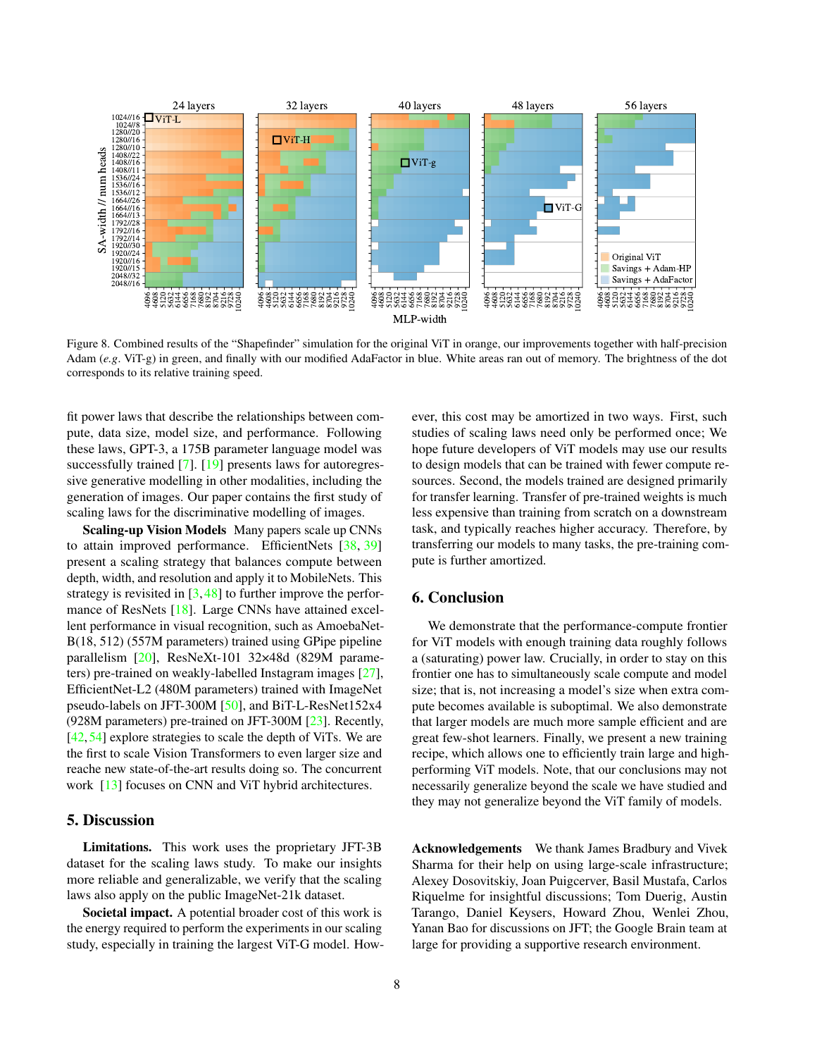Figure 8. Combined results of the "Shapefinder" simulation for the original ViT in orange, our improvements together with half-precision Adam (*e.g.* ViT-g) in green, and finally with our modified AdaFactor in blue. White areas ran out of memory. The brightness of the dot corresponds to its relative training speed.

fit power laws that describe the relationships between compute, data size, model size, and performance. Following these laws, GPT-3, a 175B parameter language model was successfully trained [7]. [19] presents laws for autoregressive generative modelling in other modalities, including the generation of images. Our paper contains the first study of scaling laws for the discriminative modelling of images.

**Scaling-up Vision Models** Many papers scale up CNNs to attain improved performance. EfficientNets [38, 39] present a scaling strategy that balances compute between depth, width, and resolution and apply it to MobileNets. This strategy is revisited in [3, 48] to further improve the performance of ResNets [18]. Large CNNs have attained excellent performance in visual recognition, such as AmoebaNet-B(18, 512) (557M parameters) trained using GPipe pipeline parallelism [20], ResNeXt-101 32×48d (829M parameters) pre-trained on weakly-labelled Instagram images [27], EfficientNet-L2 (480M parameters) trained with ImageNet pseudo-labels on JFT-300M [50], and BiT-L-ResNet152x4 (928M parameters) pre-trained on JFT-300M [23]. Recently, [42, 54] explore strategies to scale the depth of ViTs. We are the first to scale Vision Transformers to even larger size and reache new state-of-the-art results doing so. The concurrent work [13] focuses on CNN and ViT hybrid architectures.

## 5. Discussion

**Limitations.** This work uses the proprietary JFT-3B dataset for the scaling laws study. To make our insights more reliable and generalizable, we verify that the scaling laws also apply on the public ImageNet-21k dataset.

**Societal impact.** A potential broader cost of this work is the energy required to perform the experiments in our scaling study, especially in training the largest ViT-G model. However, this cost may be amortized in two ways. First, such studies of scaling laws need only be performed once; We hope future developers of ViT models may use our results to design models that can be trained with fewer compute resources. Second, the models trained are designed primarily for transfer learning. Transfer of pre-trained weights is much less expensive than training from scratch on a downstream task, and typically reaches higher accuracy. Therefore, by transferring our models to many tasks, the pre-training compute is further amortized.

## 6. Conclusion

We demonstrate that the performance-compute frontier for ViT models with enough training data roughly follows a (saturating) power law. Crucially, in order to stay on this frontier one has to simultaneously scale compute and model size; that is, not increasing a model's size when extra compute becomes available is suboptimal. We also demonstrate that larger models are much more sample efficient and are great few-shot learners. Finally, we present a new training recipe, which allows one to efficiently train large and high-performing ViT models. Note, that our conclusions may not necessarily generalize beyond the scale we have studied and they may not generalize beyond the ViT family of models.

**Acknowledgements** We thank James Bradbury and Vivek Sharma for their help on using large-scale infrastructure; Alexey Dosovitskiy, Joan Puigcerver, Basil Mustafa, Carlos Riquelme for insightful discussions; Tom Duerig, Austin Tarango, Daniel Keysers, Howard Zhou, Wenlei Zhou, Yanan Bao for discussions on JFT; the Google Brain team at large for providing a supportive research environment.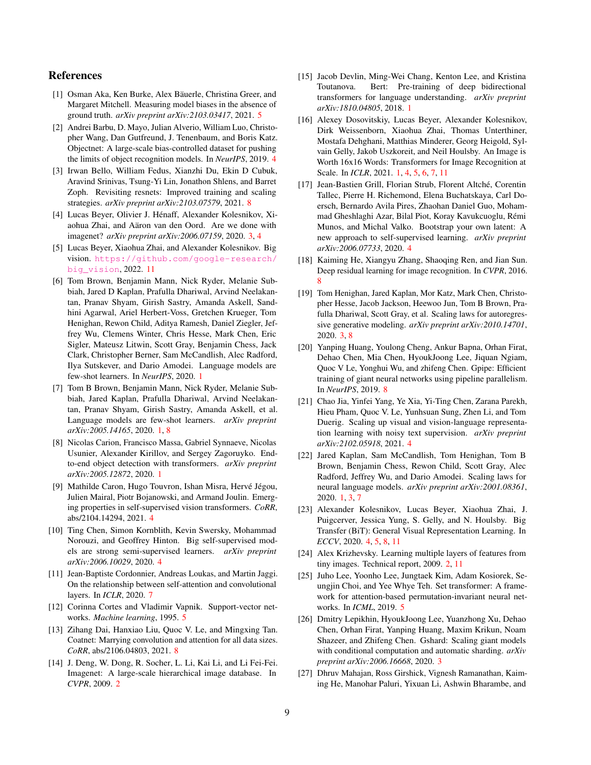## References

[1] Osman Aka, Ken Burke, Alex Bäuerle, Christina Greer, and Margaret Mitchell. Measuring model biases in the absence of ground truth. *arXiv preprint arXiv:2103.03417*, 2021. 5

[2] Andrei Barbu, D. Mayo, Julian Alverio, William Luo, Christopher Wang, Dan Gutfreund, J. Tenenbaum, and Boris Katz. Objectnet: A large-scale bias-controlled dataset for pushing the limits of object recognition models. In *NeurIPS*, 2019. 4

[3] Irwan Bello, William Fedus, Xianzhi Du, Ekin D Cubuk, Aravind Srinivas, Tsung-Yi Lin, Jonathon Shlens, and Barret Zoph. Revisiting resnets: Improved training and scaling strategies. *arXiv preprint arXiv:2103.07579*, 2021. 8

[4] Lucas Beyer, Olivier J. Hénaff, Alexander Kolesnikov, Xiaohua Zhai, and Aäron van den Oord. Are we done with imagenet? *arXiv preprint arXiv:2006.07159*, 2020. 3, 4

[5] Lucas Beyer, Xiaohua Zhai, and Alexander Kolesnikov. Big vision. https://github.com/google-research/big_vision, 2022. 11

[6] Tom Brown, Benjamin Mann, Nick Ryder, Melanie Subbiah, Jared D Kaplan, Prafulla Dhariwal, Arvind Neelakantan, Pranav Shyam, Girish Sastry, Amanda Askell, Sandhini Agarwal, Ariel Herbert-Voss, Gretchen Krueger, Tom Henighan, Rewon Child, Aditya Ramesh, Daniel Ziegler, Jeffrey Wu, Clemens Winter, Chris Hesse, Mark Chen, Eric Sigler, Mateusz Litwin, Scott Gray, Benjamin Chess, Jack Clark, Christopher Berner, Sam McCandlish, Alec Radford, Ilya Sutskever, and Dario Amodei. Language models are few-shot learners. In *NeurIPS*, 2020. 1

[7] Tom B Brown, Benjamin Mann, Nick Ryder, Melanie Subbiah, Jared Kaplan, Prafulla Dhariwal, Arvind Neelakantan, Pranav Shyam, Girish Sastry, Amanda Askell, et al. Language models are few-shot learners. *arXiv preprint arXiv:2005.14165*, 2020. 1, 8

[8] Nicolas Carion, Francisco Massa, Gabriel Synnaeve, Nicolas Usunier, Alexander Kirillov, and Sergey Zagoruyko. End-to-end object detection with transformers. *arXiv preprint arXiv:2005.12872*, 2020. 1

[9] Mathilde Caron, Hugo Touvron, Ishan Misra, Hervé Jégou, Julien Mairal, Piotr Bojanowski, and Armand Joulin. Emerging properties in self-supervised vision transformers. *CoRR*, abs/2104.14294, 2021. 4

[10] Ting Chen, Simon Kornblith, Kevin Swersky, Mohammad Norouzi, and Geoffrey Hinton. Big self-supervised models are strong semi-supervised learners. *arXiv preprint arXiv:2006.10029*, 2020. 4

[11] Jean-Baptiste Cordonnier, Andreas Loukas, and Martin Jaggi. On the relationship between self-attention and convolutional layers. In *ICLR*, 2020. 7

[12] Corinna Cortes and Vladimir Vapnik. Support-vector networks. *Machine learning*, 1995. 5

[13] Zihang Dai, Hanxiao Liu, Quoc V. Le, and Mingxing Tan. Coatnet: Marrying convolution and attention for all data sizes. *CoRR*, abs/2106.04803, 2021. 8

[14] J. Deng, W. Dong, R. Socher, L. Li, Kai Li, and Li Fei-Fei. Imagenet: A large-scale hierarchical image database. In *CVPR*, 2009. 2

[15] Jacob Devlin, Ming-Wei Chang, Kenton Lee, and Kristina Toutanova. Bert: Pre-training of deep bidirectional transformers for language understanding. *arXiv preprint arXiv:1810.04805*, 2018. 1

[16] Alexey Dosovitskiy, Lucas Beyer, Alexander Kolesnikov, Dirk Weissenborn, Xiaohua Zhai, Thomas Unterthiner, Mostafa Dehghani, Matthias Minderer, Georg Heigold, Sylvain Gelly, Jakob Uszkoreit, and Neil Houlsby. An Image is Worth 16x16 Words: Transformers for Image Recognition at Scale. In *ICLR*, 2021. 1, 4, 5, 6, 7, 11

[17] Jean-Bastien Grill, Florian Strub, Florent Altché, Corentin Tallec, Pierre H. Richemond, Elena Buchatskaya, Carl Doersch, Bernardo Avila Pires, Zhaohan Daniel Guo, Mohammad Gheshlaghi Azar, Bilal Piot, Koray Kavukcuoglu, Rémi Munos, and Michal Valko. Bootstrap your own latent: A new approach to self-supervised learning. *arXiv preprint arXiv:2006.07733*, 2020. 4

[18] Kaiming He, Xiangyu Zhang, Shaoqing Ren, and Jian Sun. Deep residual learning for image recognition. In *CVPR*, 2016. 8

[19] Tom Henighan, Jared Kaplan, Mor Katz, Mark Chen, Christopher Hesse, Jacob Jackson, Heewoo Jun, Tom B Brown, Prafulla Dhariwal, Scott Gray, et al. Scaling laws for autoregressive generative modeling. *arXiv preprint arXiv:2010.14701*, 2020. 3, 8

[20] Yanping Huang, Youlong Cheng, Ankur Bapna, Orhan Firat, Dehao Chen, Mia Chen, HyoukJoong Lee, Jiquan Ngiam, Quoc V Le, Yonghui Wu, and zhifeng Chen. Gpipe: Efficient training of giant neural networks using pipeline parallelism. In *NeurIPS*, 2019. 8

[21] Chao Jia, Yinfei Yang, Ye Xia, Yi-Ting Chen, Zarana Parekh, Hieu Pham, Quoc V. Le, Yunhsuan Sung, Zhen Li, and Tom Duerig. Scaling up visual and vision-language representation learning with noisy text supervision. *arXiv preprint arXiv:2102.05918*, 2021. 4

[22] Jared Kaplan, Sam McCandlish, Tom Henighan, Tom B Brown, Benjamin Chess, Rewon Child, Scott Gray, Alec Radford, Jeffrey Wu, and Dario Amodei. Scaling laws for neural language models. *arXiv preprint arXiv:2001.08361*, 2020. 1, 3, 7

[23] Alexander Kolesnikov, Lucas Beyer, Xiaohua Zhai, J. Puigcerver, Jessica Yung, S. Gelly, and N. Houlsby. Big Transfer (BiT): General Visual Representation Learning. In *ECCV*, 2020. 4, 5, 8, 11

[24] Alex Krizhevsky. Learning multiple layers of features from tiny images. Technical report, 2009. 2, 11

[25] Juho Lee, Yoonho Lee, Jungtaek Kim, Adam Kosiorek, Seungjin Choi, and Yee Whye Teh. Set transformer: A framework for attention-based permutation-invariant neural networks. In *ICML*, 2019. 5

[26] Dmitry Lepikhin, HyoukJoong Lee, Yuanzhong Xu, Dehao Chen, Orhan Firat, Yanping Huang, Maxim Krikun, Noam Shazeer, and Zhifeng Chen. Gshard: Scaling giant models with conditional computation and automatic sharding. *arXiv preprint arXiv:2006.16668*, 2020. 3

[27] Dhruv Mahajan, Ross Girshick, Vignesh Ramanathan, Kaiming He, Manohar Paluri, Yixuan Li, Ashwin Bharambe, and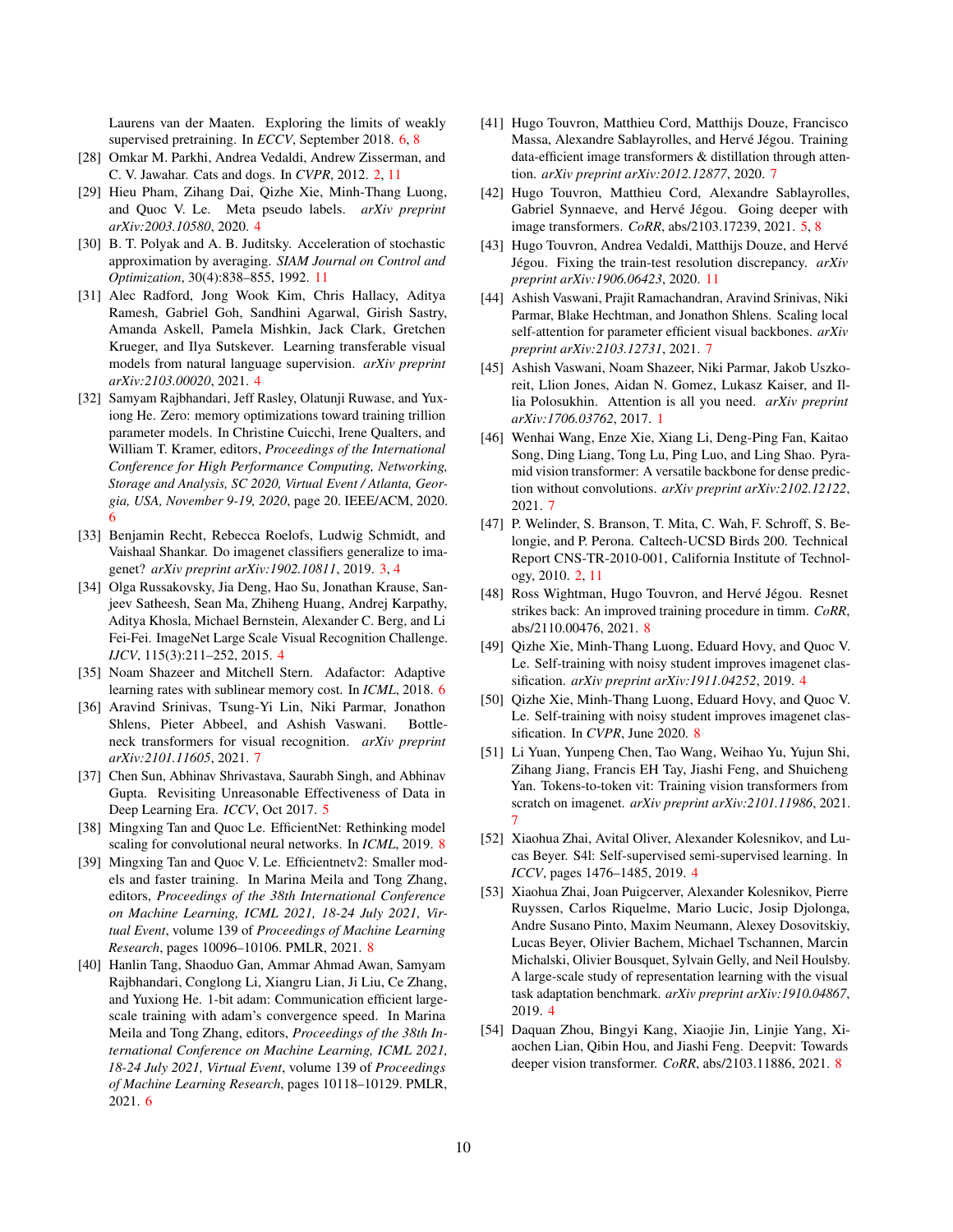Laurens van der Maaten. Exploring the limits of weakly supervised pretraining. In *ECCV*, September 2018. 6, 8

[28] Omkar M. Parkhi, Andrea Vedaldi, Andrew Zisserman, and C. V. Jawahar. Cats and dogs. In *CVPR*, 2012. 2, 11

[29] Hieu Pham, Zihang Dai, Qizhe Xie, Minh-Thang Luong, and Quoc V. Le. Meta pseudo labels. *arXiv preprint arXiv:2003.10580*, 2020. 4

[30] B. T. Polyak and A. B. Juditsky. Acceleration of stochastic approximation by averaging. *SIAM Journal on Control and Optimization*, 30(4):838–855, 1992. 11

[31] Alec Radford, Jong Wook Kim, Chris Hallacy, Aditya Ramesh, Gabriel Goh, Sandhini Agarwal, Girish Sastry, Amanda Askell, Pamela Mishkin, Jack Clark, Gretchen Krueger, and Ilya Sutskever. Learning transferable visual models from natural language supervision. *arXiv preprint arXiv:2103.00020*, 2021. 4

[32] Samyam Rajbhandari, Jeff Rasley, Olatunji Ruwase, and Yuxiong He. Zero: memory optimizations toward training trillion parameter models. In Christine Cuicchi, Irene Qualters, and William T. Kramer, editors, *Proceedings of the International Conference for High Performance Computing, Networking, Storage and Analysis, SC 2020, Virtual Event / Atlanta, Georgia, USA, November 9-19, 2020*, page 20. IEEE/ACM, 2020. 6

[33] Benjamin Recht, Rebecca Roelofs, Ludwig Schmidt, and Vaishaal Shankar. Do imagenet classifiers generalize to imagenet? *arXiv preprint arXiv:1902.10811*, 2019. 3, 4

[34] Olga Russakovsky, Jia Deng, Hao Su, Jonathan Krause, Sanjeev Satheesh, Sean Ma, Zhiheng Huang, Andrej Karpathy, Aditya Khosla, Michael Bernstein, Alexander C. Berg, and Li Fei-Fei. ImageNet Large Scale Visual Recognition Challenge. *IJCV*, 115(3):211–252, 2015. 4

[35] Noam Shazeer and Mitchell Stern. Adafactor: Adaptive learning rates with sublinear memory cost. In *ICML*, 2018. 6

[36] Aravind Srinivas, Tsung-Yi Lin, Niki Parmar, Jonathon Shlens, Pieter Abbeel, and Ashish Vaswani. Bottleneck transformers for visual recognition. *arXiv preprint arXiv:2101.11605*, 2021. 7

[37] Chen Sun, Abhinav Shrivastava, Saurabh Singh, and Abhinav Gupta. Revisiting Unreasonable Effectiveness of Data in Deep Learning Era. *ICCV*, Oct 2017. 5

[38] Mingxing Tan and Quoc Le. EfficientNet: Rethinking model scaling for convolutional neural networks. In *ICML*, 2019. 8

[39] Mingxing Tan and Quoc V. Le. Efficientnetv2: Smaller models and faster training. In Marina Meila and Tong Zhang, editors, *Proceedings of the 38th International Conference on Machine Learning, ICML 2021, 18-24 July 2021, Virtual Event*, volume 139 of *Proceedings of Machine Learning Research*, pages 10096–10106. PMLR, 2021. 8

[40] Hanlin Tang, Shaoduo Gan, Ammar Ahmad Awan, Samyam Rajbhandari, Conglong Li, Xiangru Lian, Ji Liu, Ce Zhang, and Yuxiong He. 1-bit adam: Communication efficient large-scale training with adam's convergence speed. In Marina Meila and Tong Zhang, editors, *Proceedings of the 38th International Conference on Machine Learning, ICML 2021, 18-24 July 2021, Virtual Event*, volume 139 of *Proceedings of Machine Learning Research*, pages 10118–10129. PMLR, 2021. 6

[41] Hugo Touvron, Matthieu Cord, Matthijs Douze, Francisco Massa, Alexandre Sablayrolles, and Hervé Jégou. Training data-efficient image transformers & distillation through attention. *arXiv preprint arXiv:2012.12877*, 2020. 7

[42] Hugo Touvron, Matthieu Cord, Alexandre Sablayrolles, Gabriel Synnaeve, and Hervé Jégou. Going deeper with image transformers. *CoRR*, abs/2103.17239, 2021. 5, 8

[43] Hugo Touvron, Andrea Vedaldi, Matthijs Douze, and Hervé Jégou. Fixing the train-test resolution discrepancy. *arXiv preprint arXiv:1906.06423*, 2020. 11

[44] Ashish Vaswani, Prajit Ramachandran, Aravind Srinivas, Niki Parmar, Blake Hechtman, and Jonathon Shlens. Scaling local self-attention for parameter efficient visual backbones. *arXiv preprint arXiv:2103.12731*, 2021. 7

[45] Ashish Vaswani, Noam Shazeer, Niki Parmar, Jakob Uszkoreit, Llion Jones, Aidan N. Gomez, Lukasz Kaiser, and Illia Polosukhin. Attention is all you need. *arXiv preprint arXiv:1706.03762*, 2017. 1

[46] Wenhai Wang, Enze Xie, Xiang Li, Deng-Ping Fan, Kaitao Song, Ding Liang, Tong Lu, Ping Luo, and Ling Shao. Pyramid vision transformer: A versatile backbone for dense prediction without convolutions. *arXiv preprint arXiv:2102.12122*, 2021. 7

[47] P. Welinder, S. Branson, T. Mita, C. Wah, F. Schroff, S. Belongie, and P. Perona. Caltech-UCSD Birds 200. Technical Report CNS-TR-2010-001, California Institute of Technology, 2010. 2, 11

[48] Ross Wightman, Hugo Touvron, and Hervé Jégou. Resnet strikes back: An improved training procedure in timm. *CoRR*, abs/2110.00476, 2021. 8

[49] Qizhe Xie, Minh-Thang Luong, Eduard Hovy, and Quoc V. Le. Self-training with noisy student improves imagenet classification. *arXiv preprint arXiv:1911.04252*, 2019. 4

[50] Qizhe Xie, Minh-Thang Luong, Eduard Hovy, and Quoc V. Le. Self-training with noisy student improves imagenet classification. In *CVPR*, June 2020. 8

[51] Li Yuan, Yunpeng Chen, Tao Wang, Weihao Yu, Yujun Shi, Zihang Jiang, Francis EH Tay, Jiashi Feng, and Shuicheng Yan. Tokens-to-token vit: Training vision transformers from scratch on imagenet. *arXiv preprint arXiv:2101.11986*, 2021. 7

[52] Xiaohua Zhai, Avital Oliver, Alexander Kolesnikov, and Lucas Beyer. S4l: Self-supervised semi-supervised learning. In *ICCV*, pages 1476–1485, 2019. 4

[53] Xiaohua Zhai, Joan Puigcerver, Alexander Kolesnikov, Pierre Ruyssen, Carlos Riquelme, Mario Lucic, Josip Djolonga, Andre Susano Pinto, Maxim Neumann, Alexey Dosovitskiy, Lucas Beyer, Olivier Bachem, Michael Tschannen, Marcin Michalski, Olivier Bousquet, Sylvain Gelly, and Neil Houlsby. A large-scale study of representation learning with the visual task adaptation benchmark. *arXiv preprint arXiv:1910.04867*, 2019. 4

[54] Daquan Zhou, Bingyi Kang, Xiaojie Jin, Linjie Yang, Xiaochen Lian, Qibin Hou, and Jiashi Feng. Deepvit: Towards deeper vision transformer. *CoRR*, abs/2103.11886, 2021. 8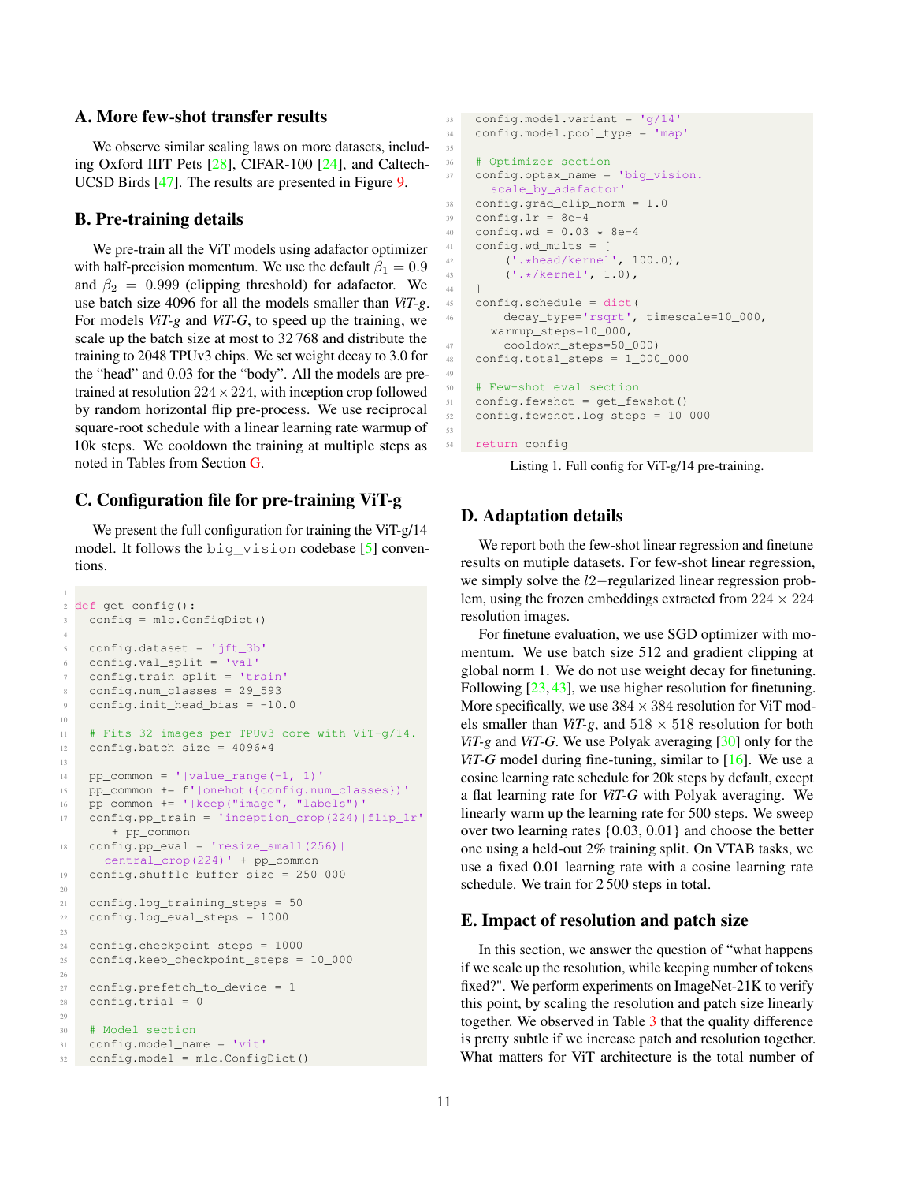## A. More few-shot transfer results

We observe similar scaling laws on more datasets, including Oxford IIIT Pets [28], CIFAR-100 [24], and Caltech-UCSD Birds [47]. The results are presented in Figure 9.

## B. Pre-training details

We pre-train all the ViT models using adafactor optimizer with half-precision momentum. We use the default $\beta_1 = 0.9$ and $\beta_2 = 0.999$ (clipping threshold) for adafactor. We use batch size 4096 for all the models smaller than *ViT-g*. For models *ViT-g* and *ViT-G*, to speed up the training, we scale up the batch size at most to 32 768 and distribute the training to 2048 TPUv3 chips. We set weight decay to 3.0 for the "head" and 0.03 for the "body". All the models are pre-trained at resolution $224 \times 224$, with inception crop followed by random horizontal flip pre-process. We use reciprocal square-root schedule with a linear learning rate warmup of 10k steps. We cooldown the training at multiple steps as noted in Tables from Section G.

## C. Configuration file for pre-training ViT-g

We present the full configuration for training the ViT-g/14 model. It follows the `big_vision` codebase [5] conventions.

```python
def get_config():
  config = mlc.ConfigDict()

  config.dataset = 'jft_3b'
  config.val_split = 'val'
  config.train_split = 'train'
  config.num_classes = 29_593
  config.init_head_bias = -10.0

  # Fits 32 images per TPUv3 core with ViT-g/14.
  config.batch_size = 4096*4

  pp_common = '|value_range(-1, 1)'
  pp_common += f'|onehot({config.num_classes})'
  pp_common += '|keep("image", "labels")'
  config.pp_train = 'inception_crop(224)|flip_lr'
      + pp_common
  config.pp_eval = 'resize_small(256)|
    central_crop(224)' + pp_common
  config.shuffle_buffer_size = 250_000

  config.log_training_steps = 50
  config.log_eval_steps = 1000

  config.checkpoint_steps = 1000
  config.keep_checkpoint_steps = 10_000

  config.prefetch_to_device = 1
  config.trial = 0

  # Model section
  config.model_name = 'vit'
  config.model = mlc.ConfigDict()
  config.model.variant = 'g/14'
  config.model.pool_type = 'map'

  # Optimizer section
  config.optax_name = 'big_vision.
    scale_by_adafactor'
  config.grad_clip_norm = 1.0
  config.lr = 8e-4
  config.wd = 0.03 * 8e-4
  config.wd_mults = [
      ('.*head/kernel', 100.0),
      ('.*/kernel', 1.0),
  ]
  config.schedule = dict(
      decay_type='rsqrt', timescale=10_000,
    warmup_steps=10_000,
      cooldown_steps=50_000)
  config.total_steps = 1_000_000

  # Few-shot eval section
  config.fewshot = get_fewshot()
  config.fewshot.log_steps = 10_000

  return config
```

Listing 1. Full config for ViT-g/14 pre-training.

## D. Adaptation details

We report both the few-shot linear regression and finetune results on mutiple datasets. For few-shot linear regression, we simply solve the $l2-$regularized linear regression problem, using the frozen embeddings extracted from $224 \times 224$ resolution images.

For finetune evaluation, we use SGD optimizer with momentum. We use batch size 512 and gradient clipping at global norm 1. We do not use weight decay for finetuning. Following [23, 43], we use higher resolution for finetuning. More specifically, we use $384 \times 384$ resolution for ViT models smaller than *ViT-g*, and $518 \times 518$ resolution for both *ViT-g* and *ViT-G*. We use Polyak averaging [30] only for the *ViT-G* model during fine-tuning, similar to [16]. We use a cosine learning rate schedule for 20k steps by default, except a flat learning rate for *ViT-G* with Polyak averaging. We linearly warm up the learning rate for 500 steps. We sweep over two learning rates $\{0.03, 0.01\}$ and choose the better one using a held-out 2% training split. On VTAB tasks, we use a fixed 0.01 learning rate with a cosine learning rate schedule. We train for 2 500 steps in total.

## E. Impact of resolution and patch size

In this section, we answer the question of "what happens if we scale up the resolution, while keeping number of tokens fixed?". We perform experiments on ImageNet-21K to verify this point, by scaling the resolution and patch size linearly together. We observed in Table 3 that the quality difference is pretty subtle if we increase patch and resolution together. What matters for ViT architecture is the total number of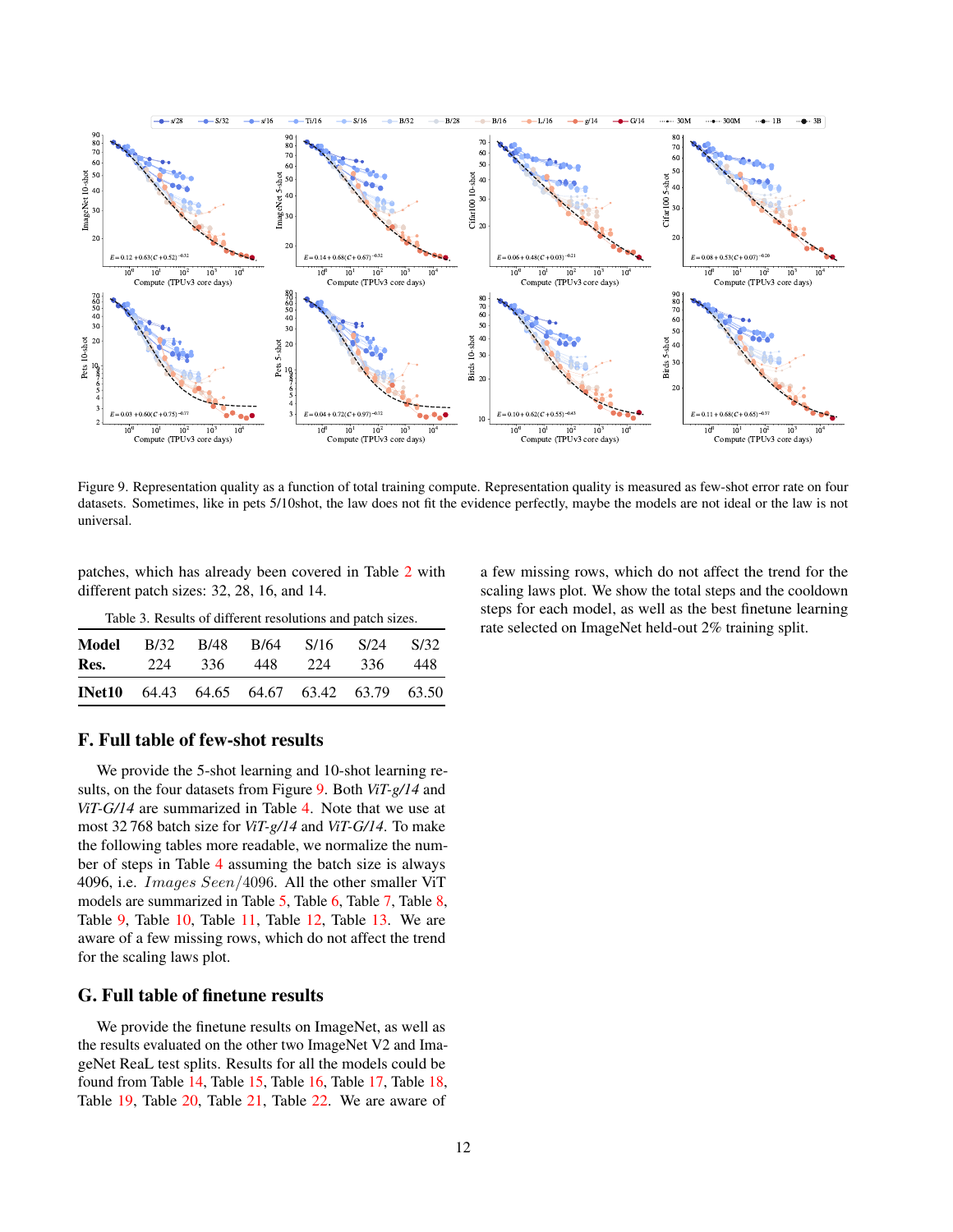Figure 9. Representation quality as a function of total training compute. Representation quality is measured as few-shot error rate on four datasets. Sometimes, like in pets 5/10shot, the law does not fit the evidence perfectly, maybe the models are not ideal or the law is not universal.

patches, which has already been covered in Table 2 with different patch sizes: 32, 28, 16, and 14.

Table 3. Results of different resolutions and patch sizes.

| **Model** | B/32 | B/48 | B/64 | S/16 | S/24 | S/32 |
|---|---|---|---|---|---|---|
| **Res.** | 224 | 336 | 448 | 224 | 336 | 448 |
| **INet10** | 64.43 | 64.65 | 64.67 | 63.42 | 63.79 | 63.50 |

## F. Full table of few-shot results

We provide the 5-shot learning and 10-shot learning results, on the four datasets from Figure 9. Both *ViT-g/14* and *ViT-G/14* are summarized in Table 4. Note that we use at most 32 768 batch size for *ViT-g/14* and *ViT-G/14*. To make the following tables more readable, we normalize the number of steps in Table 4 assuming the batch size is always 4096, i.e. $Images\ Seen/4096$. All the other smaller ViT models are summarized in Table 5, Table 6, Table 7, Table 8, Table 9, Table 10, Table 11, Table 12, Table 13. We are aware of a few missing rows, which do not affect the trend for the scaling laws plot.

## G. Full table of finetune results

We provide the finetune results on ImageNet, as well as the results evaluated on the other two ImageNet V2 and ImageNet ReaL test splits. Results for all the models could be found from Table 14, Table 15, Table 16, Table 17, Table 18, Table 19, Table 20, Table 21, Table 22. We are aware of a few missing rows, which do not affect the trend for the scaling laws plot. We show the total steps and the cooldown steps for each model, as well as the best finetune learning rate selected on ImageNet held-out 2% training split.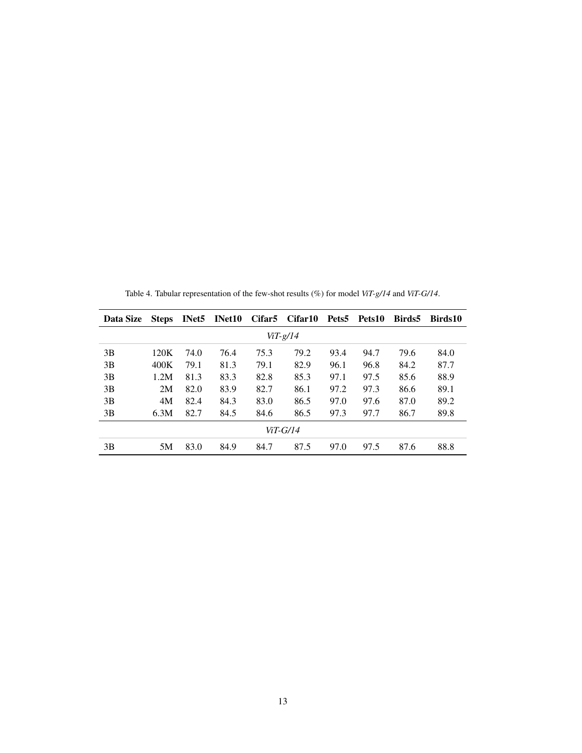Table 4. Tabular representation of the few-shot results (%) for model *ViT-g/14* and *ViT-G/14*.

| Data Size | Steps | INet5 | INet10 | Cifar5 | Cifar10 | Pets5 | Pets10 | Birds5 | Birds10 |
|---|---|---|---|---|---|---|---|---|---|
| | | | | | *ViT-g/14* | | | | |
| 3B | 120K | 74.0 | 76.4 | 75.3 | 79.2 | 93.4 | 94.7 | 79.6 | 84.0 |
| 3B | 400K | 79.1 | 81.3 | 79.1 | 82.9 | 96.1 | 96.8 | 84.2 | 87.7 |
| 3B | 1.2M | 81.3 | 83.3 | 82.8 | 85.3 | 97.1 | 97.5 | 85.6 | 88.9 |
| 3B | 2M | 82.0 | 83.9 | 82.7 | 86.1 | 97.2 | 97.3 | 86.6 | 89.1 |
| 3B | 4M | 82.4 | 84.3 | 83.0 | 86.5 | 97.0 | 97.6 | 87.0 | 89.2 |
| 3B | 6.3M | 82.7 | 84.5 | 84.6 | 86.5 | 97.3 | 97.7 | 86.7 | 89.8 |
| | | | | | *ViT-G/14* | | | | |
| 3B | 5M | 83.0 | 84.9 | 84.7 | 87.5 | 97.0 | 97.5 | 87.6 | 88.8 |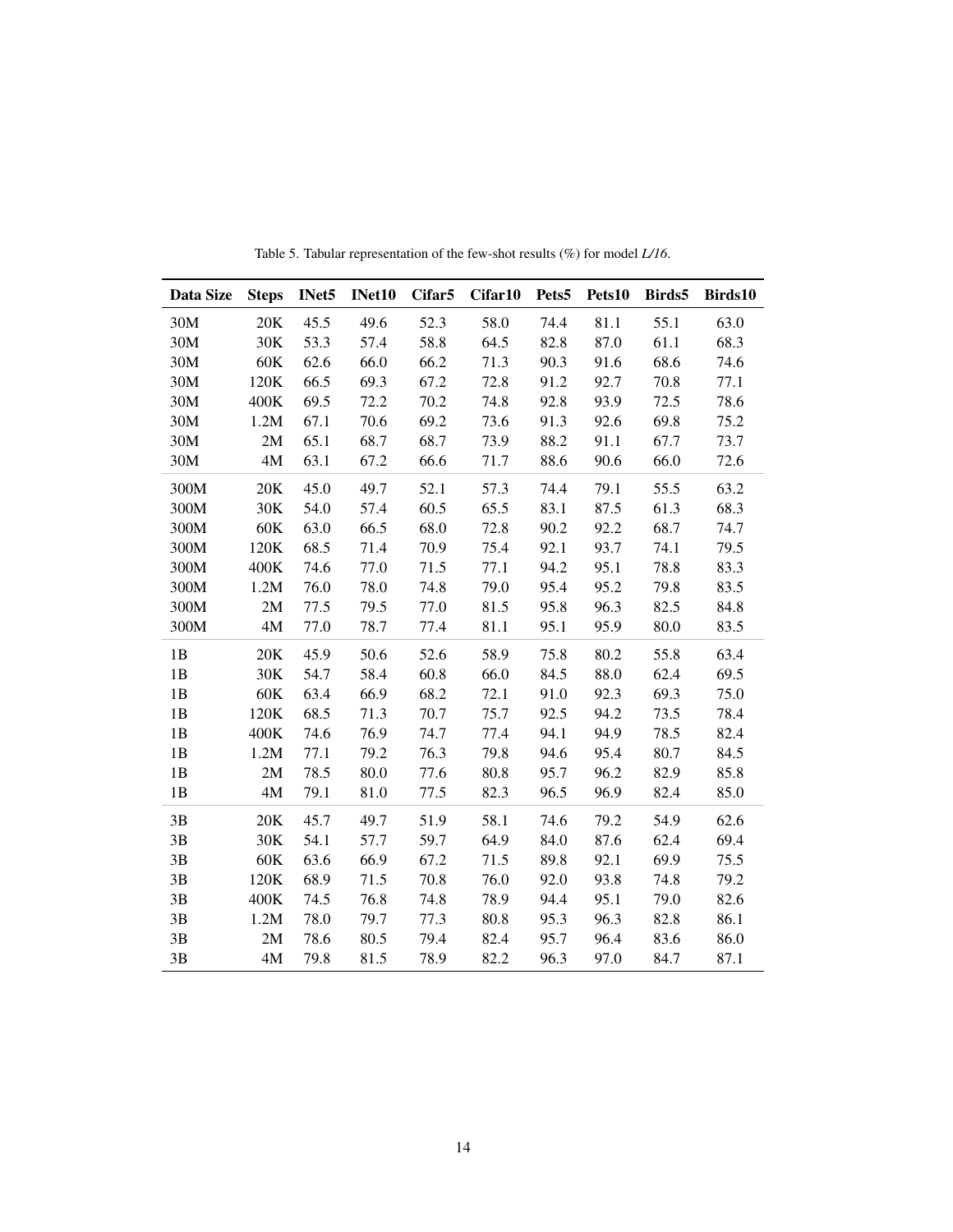Table 5. Tabular representation of the few-shot results (%) for model *L/16*.

| Data Size | Steps | INet5 | INet10 | Cifar5 | Cifar10 | Pets5 | Pets10 | Birds5 | Birds10 |
|---|---|---|---|---|---|---|---|---|---|
| 30M | 20K | 45.5 | 49.6 | 52.3 | 58.0 | 74.4 | 81.1 | 55.1 | 63.0 |
| 30M | 30K | 53.3 | 57.4 | 58.8 | 64.5 | 82.8 | 87.0 | 61.1 | 68.3 |
| 30M | 60K | 62.6 | 66.0 | 66.2 | 71.3 | 90.3 | 91.6 | 68.6 | 74.6 |
| 30M | 120K | 66.5 | 69.3 | 67.2 | 72.8 | 91.2 | 92.7 | 70.8 | 77.1 |
| 30M | 400K | 69.5 | 72.2 | 70.2 | 74.8 | 92.8 | 93.9 | 72.5 | 78.6 |
| 30M | 1.2M | 67.1 | 70.6 | 69.2 | 73.6 | 91.3 | 92.6 | 69.8 | 75.2 |
| 30M | 2M | 65.1 | 68.7 | 68.7 | 73.9 | 88.2 | 91.1 | 67.7 | 73.7 |
| 30M | 4M | 63.1 | 67.2 | 66.6 | 71.7 | 88.6 | 90.6 | 66.0 | 72.6 |
| 300M | 20K | 45.0 | 49.7 | 52.1 | 57.3 | 74.4 | 79.1 | 55.5 | 63.2 |
| 300M | 30K | 54.0 | 57.4 | 60.5 | 65.5 | 83.1 | 87.5 | 61.3 | 68.3 |
| 300M | 60K | 63.0 | 66.5 | 68.0 | 72.8 | 90.2 | 92.2 | 68.7 | 74.7 |
| 300M | 120K | 68.5 | 71.4 | 70.9 | 75.4 | 92.1 | 93.7 | 74.1 | 79.5 |
| 300M | 400K | 74.6 | 77.0 | 71.5 | 77.1 | 94.2 | 95.1 | 78.8 | 83.3 |
| 300M | 1.2M | 76.0 | 78.0 | 74.8 | 79.0 | 95.4 | 95.2 | 79.8 | 83.5 |
| 300M | 2M | 77.5 | 79.5 | 77.0 | 81.5 | 95.8 | 96.3 | 82.5 | 84.8 |
| 300M | 4M | 77.0 | 78.7 | 77.4 | 81.1 | 95.1 | 95.9 | 80.0 | 83.5 |
| 1B | 20K | 45.9 | 50.6 | 52.6 | 58.9 | 75.8 | 80.2 | 55.8 | 63.4 |
| 1B | 30K | 54.7 | 58.4 | 60.8 | 66.0 | 84.5 | 88.0 | 62.4 | 69.5 |
| 1B | 60K | 63.4 | 66.9 | 68.2 | 72.1 | 91.0 | 92.3 | 69.3 | 75.0 |
| 1B | 120K | 68.5 | 71.3 | 70.7 | 75.7 | 92.5 | 94.2 | 73.5 | 78.4 |
| 1B | 400K | 74.6 | 76.9 | 74.7 | 77.4 | 94.1 | 94.9 | 78.5 | 82.4 |
| 1B | 1.2M | 77.1 | 79.2 | 76.3 | 79.8 | 94.6 | 95.4 | 80.7 | 84.5 |
| 1B | 2M | 78.5 | 80.0 | 77.6 | 80.8 | 95.7 | 96.2 | 82.9 | 85.8 |
| 1B | 4M | 79.1 | 81.0 | 77.5 | 82.3 | 96.5 | 96.9 | 82.4 | 85.0 |
| 3B | 20K | 45.7 | 49.7 | 51.9 | 58.1 | 74.6 | 79.2 | 54.9 | 62.6 |
| 3B | 30K | 54.1 | 57.7 | 59.7 | 64.9 | 84.0 | 87.6 | 62.4 | 69.4 |
| 3B | 60K | 63.6 | 66.9 | 67.2 | 71.5 | 89.8 | 92.1 | 69.9 | 75.5 |
| 3B | 120K | 68.9 | 71.5 | 70.8 | 76.0 | 92.0 | 93.8 | 74.8 | 79.2 |
| 3B | 400K | 74.5 | 76.8 | 74.8 | 78.9 | 94.4 | 95.1 | 79.0 | 82.6 |
| 3B | 1.2M | 78.0 | 79.7 | 77.3 | 80.8 | 95.3 | 96.3 | 82.8 | 86.1 |
| 3B | 2M | 78.6 | 80.5 | 79.4 | 82.4 | 95.7 | 96.4 | 83.6 | 86.0 |
| 3B | 4M | 79.8 | 81.5 | 78.9 | 82.2 | 96.3 | 97.0 | 84.7 | 87.1 |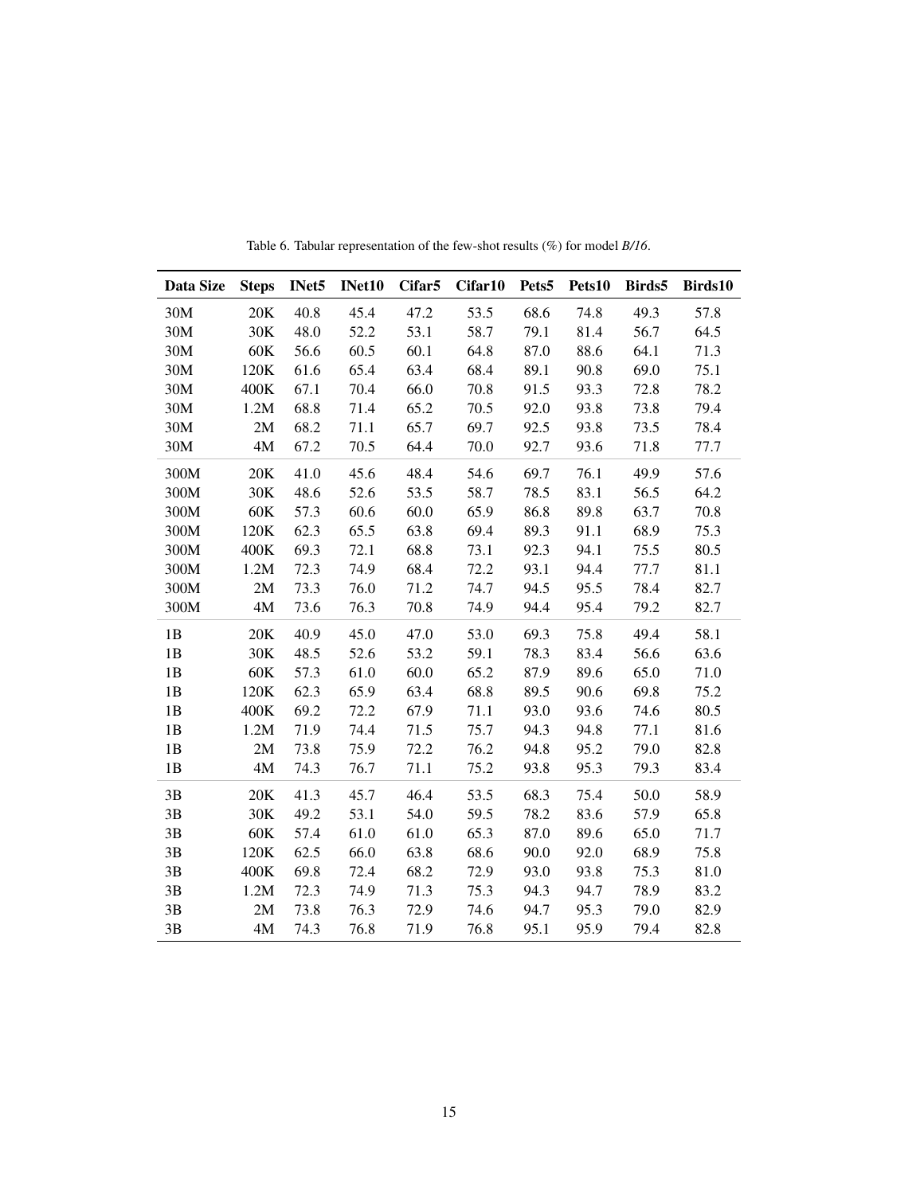Table 6. Tabular representation of the few-shot results (%) for model *B/16*.

| Data Size | Steps | INet5 | INet10 | Cifar5 | Cifar10 | Pets5 | Pets10 | Birds5 | Birds10 |
|---|---|---|---|---|---|---|---|---|---|
| 30M | 20K | 40.8 | 45.4 | 47.2 | 53.5 | 68.6 | 74.8 | 49.3 | 57.8 |
| 30M | 30K | 48.0 | 52.2 | 53.1 | 58.7 | 79.1 | 81.4 | 56.7 | 64.5 |
| 30M | 60K | 56.6 | 60.5 | 60.1 | 64.8 | 87.0 | 88.6 | 64.1 | 71.3 |
| 30M | 120K | 61.6 | 65.4 | 63.4 | 68.4 | 89.1 | 90.8 | 69.0 | 75.1 |
| 30M | 400K | 67.1 | 70.4 | 66.0 | 70.8 | 91.5 | 93.3 | 72.8 | 78.2 |
| 30M | 1.2M | 68.8 | 71.4 | 65.2 | 70.5 | 92.0 | 93.8 | 73.8 | 79.4 |
| 30M | 2M | 68.2 | 71.1 | 65.7 | 69.7 | 92.5 | 93.8 | 73.5 | 78.4 |
| 30M | 4M | 67.2 | 70.5 | 64.4 | 70.0 | 92.7 | 93.6 | 71.8 | 77.7 |
| 300M | 20K | 41.0 | 45.6 | 48.4 | 54.6 | 69.7 | 76.1 | 49.9 | 57.6 |
| 300M | 30K | 48.6 | 52.6 | 53.5 | 58.7 | 78.5 | 83.1 | 56.5 | 64.2 |
| 300M | 60K | 57.3 | 60.6 | 60.0 | 65.9 | 86.8 | 89.8 | 63.7 | 70.8 |
| 300M | 120K | 62.3 | 65.5 | 63.8 | 69.4 | 89.3 | 91.1 | 68.9 | 75.3 |
| 300M | 400K | 69.3 | 72.1 | 68.8 | 73.1 | 92.3 | 94.1 | 75.5 | 80.5 |
| 300M | 1.2M | 72.3 | 74.9 | 68.4 | 72.2 | 93.1 | 94.4 | 77.7 | 81.1 |
| 300M | 2M | 73.3 | 76.0 | 71.2 | 74.7 | 94.5 | 95.5 | 78.4 | 82.7 |
| 300M | 4M | 73.6 | 76.3 | 70.8 | 74.9 | 94.4 | 95.4 | 79.2 | 82.7 |
| 1B | 20K | 40.9 | 45.0 | 47.0 | 53.0 | 69.3 | 75.8 | 49.4 | 58.1 |
| 1B | 30K | 48.5 | 52.6 | 53.2 | 59.1 | 78.3 | 83.4 | 56.6 | 63.6 |
| 1B | 60K | 57.3 | 61.0 | 60.0 | 65.2 | 87.9 | 89.6 | 65.0 | 71.0 |
| 1B | 120K | 62.3 | 65.9 | 63.4 | 68.8 | 89.5 | 90.6 | 69.8 | 75.2 |
| 1B | 400K | 69.2 | 72.2 | 67.9 | 71.1 | 93.0 | 93.6 | 74.6 | 80.5 |
| 1B | 1.2M | 71.9 | 74.4 | 71.5 | 75.7 | 94.3 | 94.8 | 77.1 | 81.6 |
| 1B | 2M | 73.8 | 75.9 | 72.2 | 76.2 | 94.8 | 95.2 | 79.0 | 82.8 |
| 1B | 4M | 74.3 | 76.7 | 71.1 | 75.2 | 93.8 | 95.3 | 79.3 | 83.4 |
| 3B | 20K | 41.3 | 45.7 | 46.4 | 53.5 | 68.3 | 75.4 | 50.0 | 58.9 |
| 3B | 30K | 49.2 | 53.1 | 54.0 | 59.5 | 78.2 | 83.6 | 57.9 | 65.8 |
| 3B | 60K | 57.4 | 61.0 | 61.0 | 65.3 | 87.0 | 89.6 | 65.0 | 71.7 |
| 3B | 120K | 62.5 | 66.0 | 63.8 | 68.6 | 90.0 | 92.0 | 68.9 | 75.8 |
| 3B | 400K | 69.8 | 72.4 | 68.2 | 72.9 | 93.0 | 93.8 | 75.3 | 81.0 |
| 3B | 1.2M | 72.3 | 74.9 | 71.3 | 75.3 | 94.3 | 94.7 | 78.9 | 83.2 |
| 3B | 2M | 73.8 | 76.3 | 72.9 | 74.6 | 94.7 | 95.3 | 79.0 | 82.9 |
| 3B | 4M | 74.3 | 76.8 | 71.9 | 76.8 | 95.1 | 95.9 | 79.4 | 82.8 |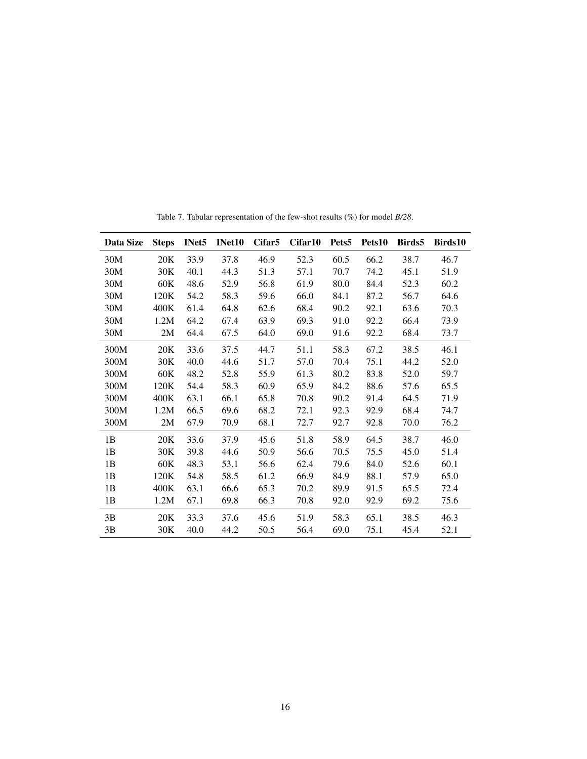Table 7. Tabular representation of the few-shot results (%) for model *B/28*.

| Data Size | Steps | INet5 | INet10 | Cifar5 | Cifar10 | Pets5 | Pets10 | Birds5 | Birds10 |
|---|---|---|---|---|---|---|---|---|---|
| 30M | 20K | 33.9 | 37.8 | 46.9 | 52.3 | 60.5 | 66.2 | 38.7 | 46.7 |
| 30M | 30K | 40.1 | 44.3 | 51.3 | 57.1 | 70.7 | 74.2 | 45.1 | 51.9 |
| 30M | 60K | 48.6 | 52.9 | 56.8 | 61.9 | 80.0 | 84.4 | 52.3 | 60.2 |
| 30M | 120K | 54.2 | 58.3 | 59.6 | 66.0 | 84.1 | 87.2 | 56.7 | 64.6 |
| 30M | 400K | 61.4 | 64.8 | 62.6 | 68.4 | 90.2 | 92.1 | 63.6 | 70.3 |
| 30M | 1.2M | 64.2 | 67.4 | 63.9 | 69.3 | 91.0 | 92.2 | 66.4 | 73.9 |
| 30M | 2M | 64.4 | 67.5 | 64.0 | 69.0 | 91.6 | 92.2 | 68.4 | 73.7 |
| 300M | 20K | 33.6 | 37.5 | 44.7 | 51.1 | 58.3 | 67.2 | 38.5 | 46.1 |
| 300M | 30K | 40.0 | 44.6 | 51.7 | 57.0 | 70.4 | 75.1 | 44.2 | 52.0 |
| 300M | 60K | 48.2 | 52.8 | 55.9 | 61.3 | 80.2 | 83.8 | 52.0 | 59.7 |
| 300M | 120K | 54.4 | 58.3 | 60.9 | 65.9 | 84.2 | 88.6 | 57.6 | 65.5 |
| 300M | 400K | 63.1 | 66.1 | 65.8 | 70.8 | 90.2 | 91.4 | 64.5 | 71.9 |
| 300M | 1.2M | 66.5 | 69.6 | 68.2 | 72.1 | 92.3 | 92.9 | 68.4 | 74.7 |
| 300M | 2M | 67.9 | 70.9 | 68.1 | 72.7 | 92.7 | 92.8 | 70.0 | 76.2 |
| 1B | 20K | 33.6 | 37.9 | 45.6 | 51.8 | 58.9 | 64.5 | 38.7 | 46.0 |
| 1B | 30K | 39.8 | 44.6 | 50.9 | 56.6 | 70.5 | 75.5 | 45.0 | 51.4 |
| 1B | 60K | 48.3 | 53.1 | 56.6 | 62.4 | 79.6 | 84.0 | 52.6 | 60.1 |
| 1B | 120K | 54.8 | 58.5 | 61.2 | 66.9 | 84.9 | 88.1 | 57.9 | 65.0 |
| 1B | 400K | 63.1 | 66.6 | 65.3 | 70.2 | 89.9 | 91.5 | 65.5 | 72.4 |
| 1B | 1.2M | 67.1 | 69.8 | 66.3 | 70.8 | 92.0 | 92.9 | 69.2 | 75.6 |
| 3B | 20K | 33.3 | 37.6 | 45.6 | 51.9 | 58.3 | 65.1 | 38.5 | 46.3 |
| 3B | 30K | 40.0 | 44.2 | 50.5 | 56.4 | 69.0 | 75.1 | 45.4 | 52.1 |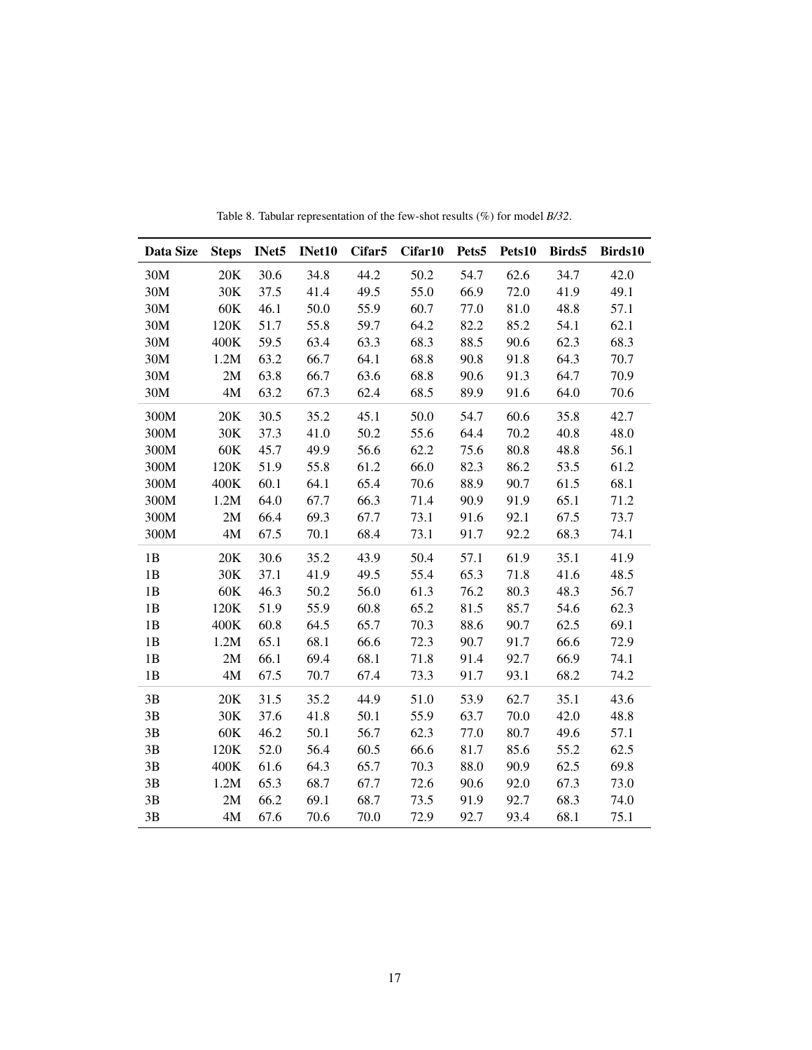Table 8. Tabular representation of the few-shot results (%) for model *B/32*.

| Data Size | Steps | INet5 | INet10 | Cifar5 | Cifar10 | Pets5 | Pets10 | Birds5 | Birds10 |
|---|---|---|---|---|---|---|---|---|---|
| 30M | 20K | 30.6 | 34.8 | 44.2 | 50.2 | 54.7 | 62.6 | 34.7 | 42.0 |
| 30M | 30K | 37.5 | 41.4 | 49.5 | 55.0 | 66.9 | 72.0 | 41.9 | 49.1 |
| 30M | 60K | 46.1 | 50.0 | 55.9 | 60.7 | 77.0 | 81.0 | 48.8 | 57.1 |
| 30M | 120K | 51.7 | 55.8 | 59.7 | 64.2 | 82.2 | 85.2 | 54.1 | 62.1 |
| 30M | 400K | 59.5 | 63.4 | 63.3 | 68.3 | 88.5 | 90.6 | 62.3 | 68.3 |
| 30M | 1.2M | 63.2 | 66.7 | 64.1 | 68.8 | 90.8 | 91.8 | 64.3 | 70.7 |
| 30M | 2M | 63.8 | 66.7 | 63.6 | 68.8 | 90.6 | 91.3 | 64.7 | 70.9 |
| 30M | 4M | 63.2 | 67.3 | 62.4 | 68.5 | 89.9 | 91.6 | 64.0 | 70.6 |
| 300M | 20K | 30.5 | 35.2 | 45.1 | 50.0 | 54.7 | 60.6 | 35.8 | 42.7 |
| 300M | 30K | 37.3 | 41.0 | 50.2 | 55.6 | 64.4 | 70.2 | 40.8 | 48.0 |
| 300M | 60K | 45.7 | 49.9 | 56.6 | 62.2 | 75.6 | 80.8 | 48.8 | 56.1 |
| 300M | 120K | 51.9 | 55.8 | 61.2 | 66.0 | 82.3 | 86.2 | 53.5 | 61.2 |
| 300M | 400K | 60.1 | 64.1 | 65.4 | 70.6 | 88.9 | 90.7 | 61.5 | 68.1 |
| 300M | 1.2M | 64.0 | 67.7 | 66.3 | 71.4 | 90.9 | 91.9 | 65.1 | 71.2 |
| 300M | 2M | 66.4 | 69.3 | 67.7 | 73.1 | 91.6 | 92.1 | 67.5 | 73.7 |
| 300M | 4M | 67.5 | 70.1 | 68.4 | 73.1 | 91.7 | 92.2 | 68.3 | 74.1 |
| 1B | 20K | 30.6 | 35.2 | 43.9 | 50.4 | 57.1 | 61.9 | 35.1 | 41.9 |
| 1B | 30K | 37.1 | 41.9 | 49.5 | 55.4 | 65.3 | 71.8 | 41.6 | 48.5 |
| 1B | 60K | 46.3 | 50.2 | 56.0 | 61.3 | 76.2 | 80.3 | 48.3 | 56.7 |
| 1B | 120K | 51.9 | 55.9 | 60.8 | 65.2 | 81.5 | 85.7 | 54.6 | 62.3 |
| 1B | 400K | 60.8 | 64.5 | 65.7 | 70.3 | 88.6 | 90.7 | 62.5 | 69.1 |
| 1B | 1.2M | 65.1 | 68.1 | 66.6 | 72.3 | 90.7 | 91.7 | 66.6 | 72.9 |
| 1B | 2M | 66.1 | 69.4 | 68.1 | 71.8 | 91.4 | 92.7 | 66.9 | 74.1 |
| 1B | 4M | 67.5 | 70.7 | 67.4 | 73.3 | 91.7 | 93.1 | 68.2 | 74.2 |
| 3B | 20K | 31.5 | 35.2 | 44.9 | 51.0 | 53.9 | 62.7 | 35.1 | 43.6 |
| 3B | 30K | 37.6 | 41.8 | 50.1 | 55.9 | 63.7 | 70.0 | 42.0 | 48.8 |
| 3B | 60K | 46.2 | 50.1 | 56.7 | 62.3 | 77.0 | 80.7 | 49.6 | 57.1 |
| 3B | 120K | 52.0 | 56.4 | 60.5 | 66.6 | 81.7 | 85.6 | 55.2 | 62.5 |
| 3B | 400K | 61.6 | 64.3 | 65.7 | 70.3 | 88.0 | 90.9 | 62.5 | 69.8 |
| 3B | 1.2M | 65.3 | 68.7 | 67.7 | 72.6 | 90.6 | 92.0 | 67.3 | 73.0 |
| 3B | 2M | 66.2 | 69.1 | 68.7 | 73.5 | 91.9 | 92.7 | 68.3 | 74.0 |
| 3B | 4M | 67.6 | 70.6 | 70.0 | 72.9 | 92.7 | 93.4 | 68.1 | 75.1 |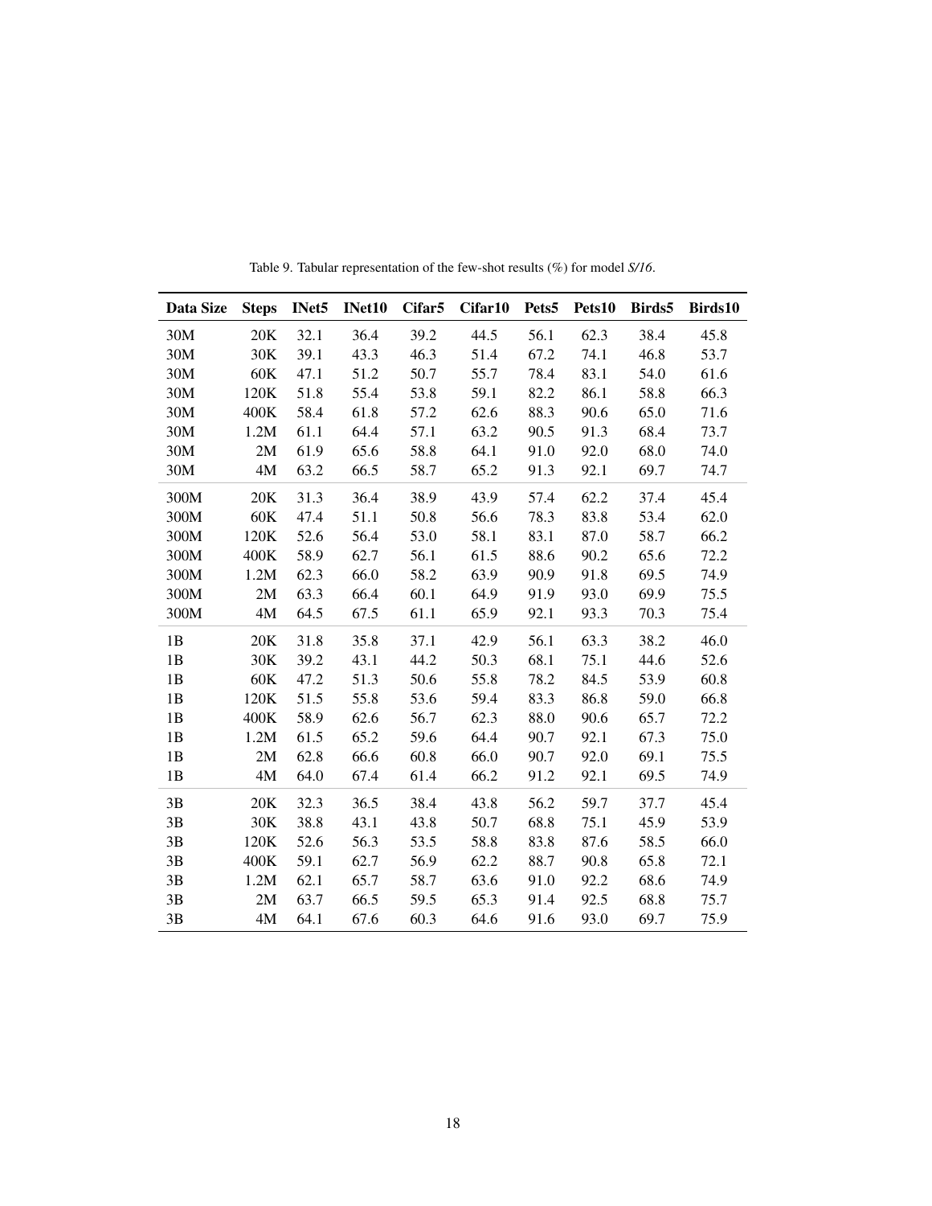Table 9. Tabular representation of the few-shot results (%) for model *S/16*.

| Data Size | Steps | INet5 | INet10 | Cifar5 | Cifar10 | Pets5 | Pets10 | Birds5 | Birds10 |
|---|---|---|---|---|---|---|---|---|---|
| 30M | 20K | 32.1 | 36.4 | 39.2 | 44.5 | 56.1 | 62.3 | 38.4 | 45.8 |
| 30M | 30K | 39.1 | 43.3 | 46.3 | 51.4 | 67.2 | 74.1 | 46.8 | 53.7 |
| 30M | 60K | 47.1 | 51.2 | 50.7 | 55.7 | 78.4 | 83.1 | 54.0 | 61.6 |
| 30M | 120K | 51.8 | 55.4 | 53.8 | 59.1 | 82.2 | 86.1 | 58.8 | 66.3 |
| 30M | 400K | 58.4 | 61.8 | 57.2 | 62.6 | 88.3 | 90.6 | 65.0 | 71.6 |
| 30M | 1.2M | 61.1 | 64.4 | 57.1 | 63.2 | 90.5 | 91.3 | 68.4 | 73.7 |
| 30M | 2M | 61.9 | 65.6 | 58.8 | 64.1 | 91.0 | 92.0 | 68.0 | 74.0 |
| 30M | 4M | 63.2 | 66.5 | 58.7 | 65.2 | 91.3 | 92.1 | 69.7 | 74.7 |
| 300M | 20K | 31.3 | 36.4 | 38.9 | 43.9 | 57.4 | 62.2 | 37.4 | 45.4 |
| 300M | 60K | 47.4 | 51.1 | 50.8 | 56.6 | 78.3 | 83.8 | 53.4 | 62.0 |
| 300M | 120K | 52.6 | 56.4 | 53.0 | 58.1 | 83.1 | 87.0 | 58.7 | 66.2 |
| 300M | 400K | 58.9 | 62.7 | 56.1 | 61.5 | 88.6 | 90.2 | 65.6 | 72.2 |
| 300M | 1.2M | 62.3 | 66.0 | 58.2 | 63.9 | 90.9 | 91.8 | 69.5 | 74.9 |
| 300M | 2M | 63.3 | 66.4 | 60.1 | 64.9 | 91.9 | 93.0 | 69.9 | 75.5 |
| 300M | 4M | 64.5 | 67.5 | 61.1 | 65.9 | 92.1 | 93.3 | 70.3 | 75.4 |
| 1B | 20K | 31.8 | 35.8 | 37.1 | 42.9 | 56.1 | 63.3 | 38.2 | 46.0 |
| 1B | 30K | 39.2 | 43.1 | 44.2 | 50.3 | 68.1 | 75.1 | 44.6 | 52.6 |
| 1B | 60K | 47.2 | 51.3 | 50.6 | 55.8 | 78.2 | 84.5 | 53.9 | 60.8 |
| 1B | 120K | 51.5 | 55.8 | 53.6 | 59.4 | 83.3 | 86.8 | 59.0 | 66.8 |
| 1B | 400K | 58.9 | 62.6 | 56.7 | 62.3 | 88.0 | 90.6 | 65.7 | 72.2 |
| 1B | 1.2M | 61.5 | 65.2 | 59.6 | 64.4 | 90.7 | 92.1 | 67.3 | 75.0 |
| 1B | 2M | 62.8 | 66.6 | 60.8 | 66.0 | 90.7 | 92.0 | 69.1 | 75.5 |
| 1B | 4M | 64.0 | 67.4 | 61.4 | 66.2 | 91.2 | 92.1 | 69.5 | 74.9 |
| 3B | 20K | 32.3 | 36.5 | 38.4 | 43.8 | 56.2 | 59.7 | 37.7 | 45.4 |
| 3B | 30K | 38.8 | 43.1 | 43.8 | 50.7 | 68.8 | 75.1 | 45.9 | 53.9 |
| 3B | 120K | 52.6 | 56.3 | 53.5 | 58.8 | 83.8 | 87.6 | 58.5 | 66.0 |
| 3B | 400K | 59.1 | 62.7 | 56.9 | 62.2 | 88.7 | 90.8 | 65.8 | 72.1 |
| 3B | 1.2M | 62.1 | 65.7 | 58.7 | 63.6 | 91.0 | 92.2 | 68.6 | 74.9 |
| 3B | 2M | 63.7 | 66.5 | 59.5 | 65.3 | 91.4 | 92.5 | 68.8 | 75.7 |
| 3B | 4M | 64.1 | 67.6 | 60.3 | 64.6 | 91.6 | 93.0 | 69.7 | 75.9 |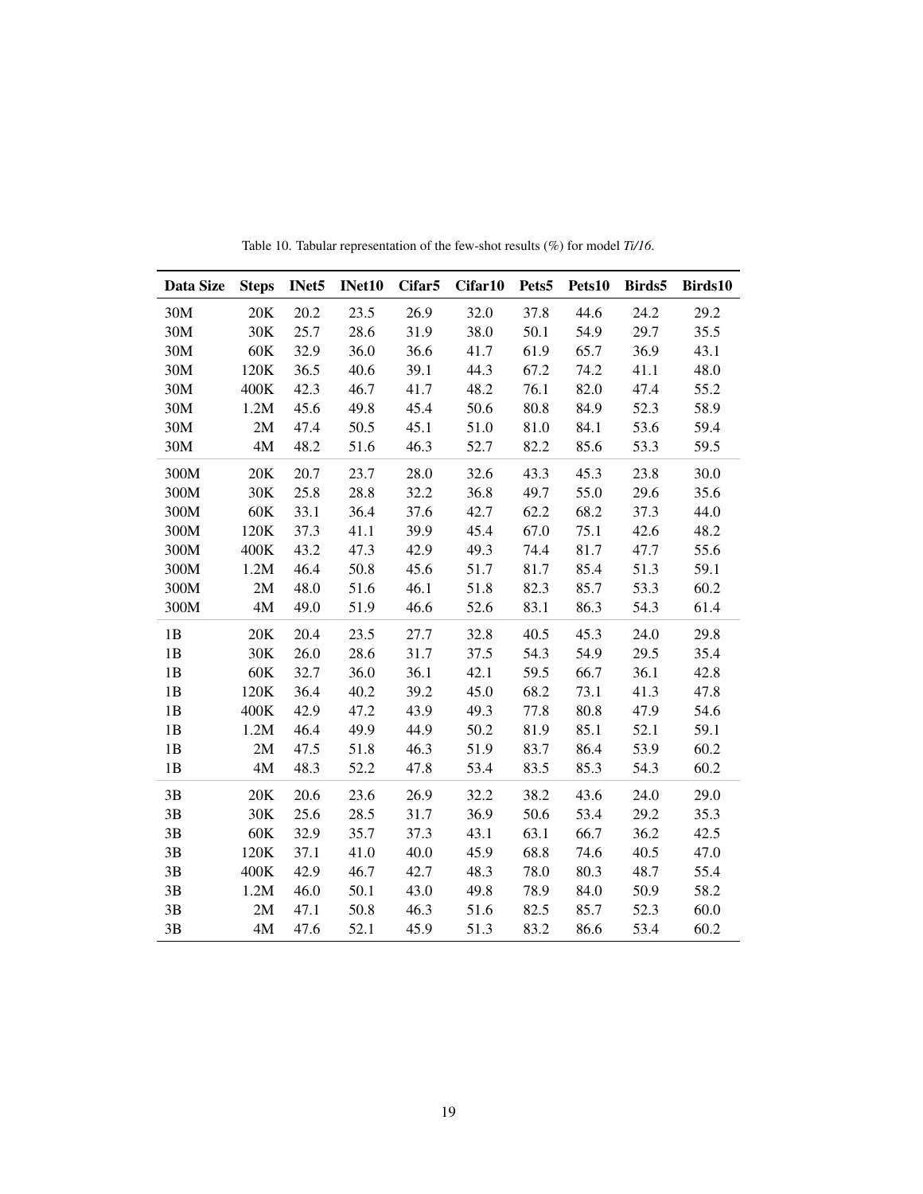Table 10. Tabular representation of the few-shot results (%) for model *Ti/16*.

| Data Size | Steps | INet5 | INet10 | Cifar5 | Cifar10 | Pets5 | Pets10 | Birds5 | Birds10 |
|---|---|---|---|---|---|---|---|---|---|
| 30M | 20K | 20.2 | 23.5 | 26.9 | 32.0 | 37.8 | 44.6 | 24.2 | 29.2 |
| 30M | 30K | 25.7 | 28.6 | 31.9 | 38.0 | 50.1 | 54.9 | 29.7 | 35.5 |
| 30M | 60K | 32.9 | 36.0 | 36.6 | 41.7 | 61.9 | 65.7 | 36.9 | 43.1 |
| 30M | 120K | 36.5 | 40.6 | 39.1 | 44.3 | 67.2 | 74.2 | 41.1 | 48.0 |
| 30M | 400K | 42.3 | 46.7 | 41.7 | 48.2 | 76.1 | 82.0 | 47.4 | 55.2 |
| 30M | 1.2M | 45.6 | 49.8 | 45.4 | 50.6 | 80.8 | 84.9 | 52.3 | 58.9 |
| 30M | 2M | 47.4 | 50.5 | 45.1 | 51.0 | 81.0 | 84.1 | 53.6 | 59.4 |
| 30M | 4M | 48.2 | 51.6 | 46.3 | 52.7 | 82.2 | 85.6 | 53.3 | 59.5 |
| 300M | 20K | 20.7 | 23.7 | 28.0 | 32.6 | 43.3 | 45.3 | 23.8 | 30.0 |
| 300M | 30K | 25.8 | 28.8 | 32.2 | 36.8 | 49.7 | 55.0 | 29.6 | 35.6 |
| 300M | 60K | 33.1 | 36.4 | 37.6 | 42.7 | 62.2 | 68.2 | 37.3 | 44.0 |
| 300M | 120K | 37.3 | 41.1 | 39.9 | 45.4 | 67.0 | 75.1 | 42.6 | 48.2 |
| 300M | 400K | 43.2 | 47.3 | 42.9 | 49.3 | 74.4 | 81.7 | 47.7 | 55.6 |
| 300M | 1.2M | 46.4 | 50.8 | 45.6 | 51.7 | 81.7 | 85.4 | 51.3 | 59.1 |
| 300M | 2M | 48.0 | 51.6 | 46.1 | 51.8 | 82.3 | 85.7 | 53.3 | 60.2 |
| 300M | 4M | 49.0 | 51.9 | 46.6 | 52.6 | 83.1 | 86.3 | 54.3 | 61.4 |
| 1B | 20K | 20.4 | 23.5 | 27.7 | 32.8 | 40.5 | 45.3 | 24.0 | 29.8 |
| 1B | 30K | 26.0 | 28.6 | 31.7 | 37.5 | 54.3 | 54.9 | 29.5 | 35.4 |
| 1B | 60K | 32.7 | 36.0 | 36.1 | 42.1 | 59.5 | 66.7 | 36.1 | 42.8 |
| 1B | 120K | 36.4 | 40.2 | 39.2 | 45.0 | 68.2 | 73.1 | 41.3 | 47.8 |
| 1B | 400K | 42.9 | 47.2 | 43.9 | 49.3 | 77.8 | 80.8 | 47.9 | 54.6 |
| 1B | 1.2M | 46.4 | 49.9 | 44.9 | 50.2 | 81.9 | 85.1 | 52.1 | 59.1 |
| 1B | 2M | 47.5 | 51.8 | 46.3 | 51.9 | 83.7 | 86.4 | 53.9 | 60.2 |
| 1B | 4M | 48.3 | 52.2 | 47.8 | 53.4 | 83.5 | 85.3 | 54.3 | 60.2 |
| 3B | 20K | 20.6 | 23.6 | 26.9 | 32.2 | 38.2 | 43.6 | 24.0 | 29.0 |
| 3B | 30K | 25.6 | 28.5 | 31.7 | 36.9 | 50.6 | 53.4 | 29.2 | 35.3 |
| 3B | 60K | 32.9 | 35.7 | 37.3 | 43.1 | 63.1 | 66.7 | 36.2 | 42.5 |
| 3B | 120K | 37.1 | 41.0 | 40.0 | 45.9 | 68.8 | 74.6 | 40.5 | 47.0 |
| 3B | 400K | 42.9 | 46.7 | 42.7 | 48.3 | 78.0 | 80.3 | 48.7 | 55.4 |
| 3B | 1.2M | 46.0 | 50.1 | 43.0 | 49.8 | 78.9 | 84.0 | 50.9 | 58.2 |
| 3B | 2M | 47.1 | 50.8 | 46.3 | 51.6 | 82.5 | 85.7 | 52.3 | 60.0 |
| 3B | 4M | 47.6 | 52.1 | 45.9 | 51.3 | 83.2 | 86.6 | 53.4 | 60.2 |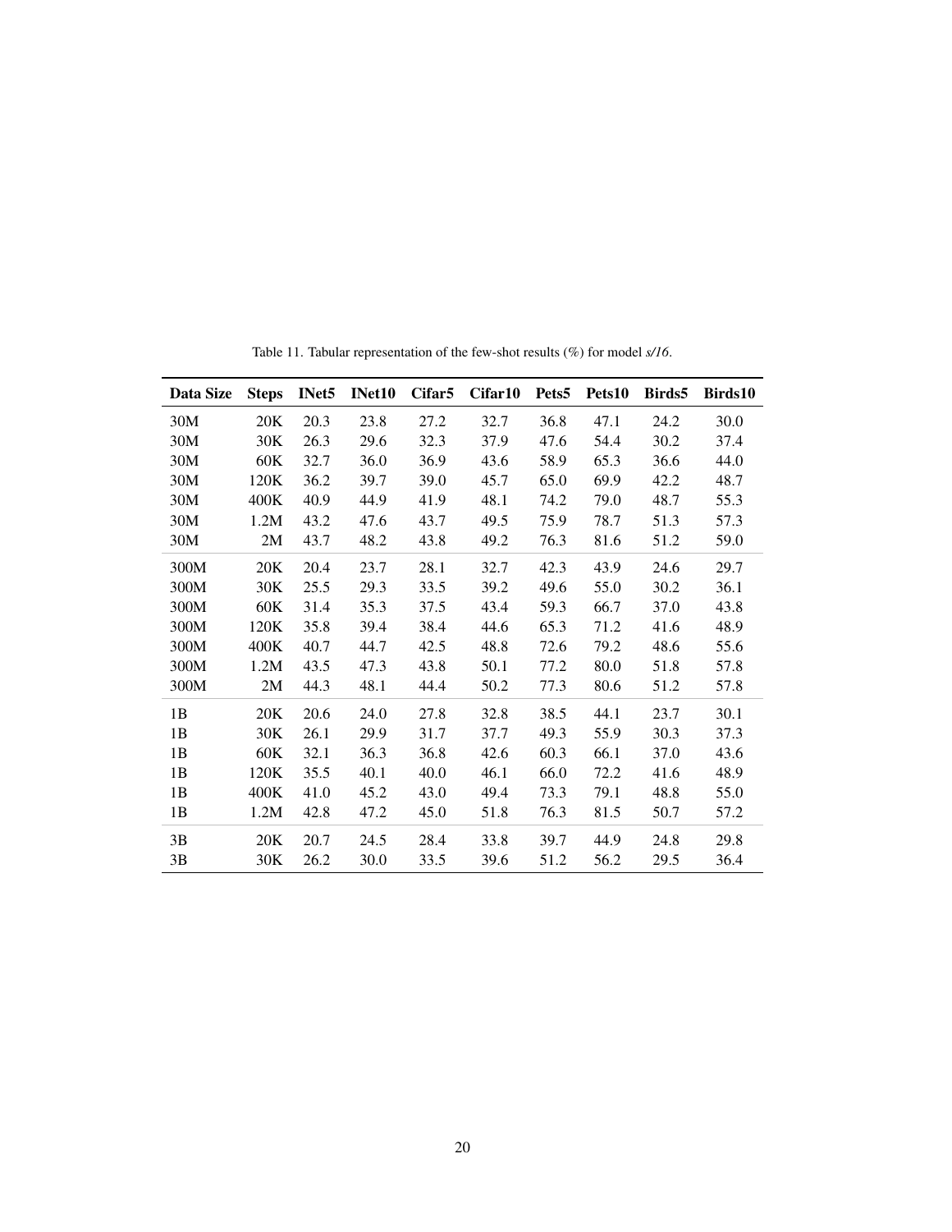Table 11. Tabular representation of the few-shot results (%) for model *s/16*.

| Data Size | Steps | INet5 | INet10 | Cifar5 | Cifar10 | Pets5 | Pets10 | Birds5 | Birds10 |
|---|---|---|---|---|---|---|---|---|---|
| 30M | 20K | 20.3 | 23.8 | 27.2 | 32.7 | 36.8 | 47.1 | 24.2 | 30.0 |
| 30M | 30K | 26.3 | 29.6 | 32.3 | 37.9 | 47.6 | 54.4 | 30.2 | 37.4 |
| 30M | 60K | 32.7 | 36.0 | 36.9 | 43.6 | 58.9 | 65.3 | 36.6 | 44.0 |
| 30M | 120K | 36.2 | 39.7 | 39.0 | 45.7 | 65.0 | 69.9 | 42.2 | 48.7 |
| 30M | 400K | 40.9 | 44.9 | 41.9 | 48.1 | 74.2 | 79.0 | 48.7 | 55.3 |
| 30M | 1.2M | 43.2 | 47.6 | 43.7 | 49.5 | 75.9 | 78.7 | 51.3 | 57.3 |
| 30M | 2M | 43.7 | 48.2 | 43.8 | 49.2 | 76.3 | 81.6 | 51.2 | 59.0 |
| 300M | 20K | 20.4 | 23.7 | 28.1 | 32.7 | 42.3 | 43.9 | 24.6 | 29.7 |
| 300M | 30K | 25.5 | 29.3 | 33.5 | 39.2 | 49.6 | 55.0 | 30.2 | 36.1 |
| 300M | 60K | 31.4 | 35.3 | 37.5 | 43.4 | 59.3 | 66.7 | 37.0 | 43.8 |
| 300M | 120K | 35.8 | 39.4 | 38.4 | 44.6 | 65.3 | 71.2 | 41.6 | 48.9 |
| 300M | 400K | 40.7 | 44.7 | 42.5 | 48.8 | 72.6 | 79.2 | 48.6 | 55.6 |
| 300M | 1.2M | 43.5 | 47.3 | 43.8 | 50.1 | 77.2 | 80.0 | 51.8 | 57.8 |
| 300M | 2M | 44.3 | 48.1 | 44.4 | 50.2 | 77.3 | 80.6 | 51.2 | 57.8 |
| 1B | 20K | 20.6 | 24.0 | 27.8 | 32.8 | 38.5 | 44.1 | 23.7 | 30.1 |
| 1B | 30K | 26.1 | 29.9 | 31.7 | 37.7 | 49.3 | 55.9 | 30.3 | 37.3 |
| 1B | 60K | 32.1 | 36.3 | 36.8 | 42.6 | 60.3 | 66.1 | 37.0 | 43.6 |
| 1B | 120K | 35.5 | 40.1 | 40.0 | 46.1 | 66.0 | 72.2 | 41.6 | 48.9 |
| 1B | 400K | 41.0 | 45.2 | 43.0 | 49.4 | 73.3 | 79.1 | 48.8 | 55.0 |
| 1B | 1.2M | 42.8 | 47.2 | 45.0 | 51.8 | 76.3 | 81.5 | 50.7 | 57.2 |
| 3B | 20K | 20.7 | 24.5 | 28.4 | 33.8 | 39.7 | 44.9 | 24.8 | 29.8 |
| 3B | 30K | 26.2 | 30.0 | 33.5 | 39.6 | 51.2 | 56.2 | 29.5 | 36.4 |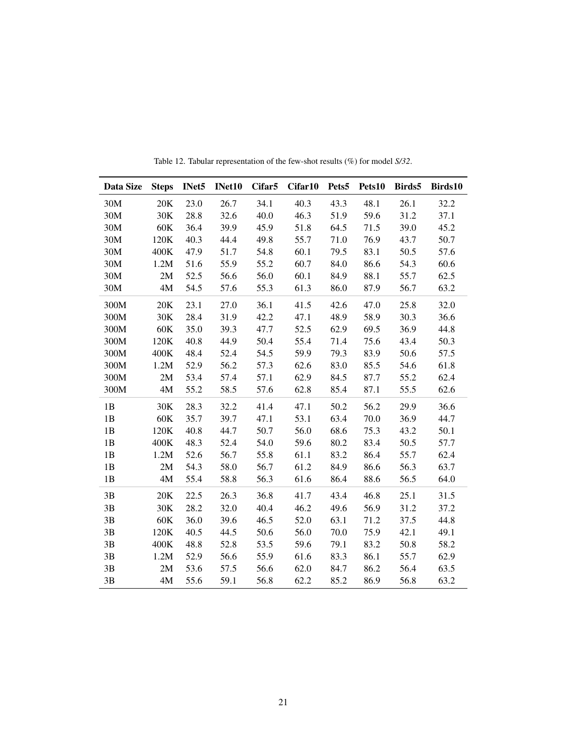Table 12. Tabular representation of the few-shot results (%) for model *S/32*.

| Data Size | Steps | INet5 | INet10 | Cifar5 | Cifar10 | Pets5 | Pets10 | Birds5 | Birds10 |
|---|---|---|---|---|---|---|---|---|---|
| 30M | 20K | 23.0 | 26.7 | 34.1 | 40.3 | 43.3 | 48.1 | 26.1 | 32.2 |
| 30M | 30K | 28.8 | 32.6 | 40.0 | 46.3 | 51.9 | 59.6 | 31.2 | 37.1 |
| 30M | 60K | 36.4 | 39.9 | 45.9 | 51.8 | 64.5 | 71.5 | 39.0 | 45.2 |
| 30M | 120K | 40.3 | 44.4 | 49.8 | 55.7 | 71.0 | 76.9 | 43.7 | 50.7 |
| 30M | 400K | 47.9 | 51.7 | 54.8 | 60.1 | 79.5 | 83.1 | 50.5 | 57.6 |
| 30M | 1.2M | 51.6 | 55.9 | 55.2 | 60.7 | 84.0 | 86.6 | 54.3 | 60.6 |
| 30M | 2M | 52.5 | 56.6 | 56.0 | 60.1 | 84.9 | 88.1 | 55.7 | 62.5 |
| 30M | 4M | 54.5 | 57.6 | 55.3 | 61.3 | 86.0 | 87.9 | 56.7 | 63.2 |
| 300M | 20K | 23.1 | 27.0 | 36.1 | 41.5 | 42.6 | 47.0 | 25.8 | 32.0 |
| 300M | 30K | 28.4 | 31.9 | 42.2 | 47.1 | 48.9 | 58.9 | 30.3 | 36.6 |
| 300M | 60K | 35.0 | 39.3 | 47.7 | 52.5 | 62.9 | 69.5 | 36.9 | 44.8 |
| 300M | 120K | 40.8 | 44.9 | 50.4 | 55.4 | 71.4 | 75.6 | 43.4 | 50.3 |
| 300M | 400K | 48.4 | 52.4 | 54.5 | 59.9 | 79.3 | 83.9 | 50.6 | 57.5 |
| 300M | 1.2M | 52.9 | 56.2 | 57.3 | 62.6 | 83.0 | 85.5 | 54.6 | 61.8 |
| 300M | 2M | 53.4 | 57.4 | 57.1 | 62.9 | 84.5 | 87.7 | 55.2 | 62.4 |
| 300M | 4M | 55.2 | 58.5 | 57.6 | 62.8 | 85.4 | 87.1 | 55.5 | 62.6 |
| 1B | 30K | 28.3 | 32.2 | 41.4 | 47.1 | 50.2 | 56.2 | 29.9 | 36.6 |
| 1B | 60K | 35.7 | 39.7 | 47.1 | 53.1 | 63.4 | 70.0 | 36.9 | 44.7 |
| 1B | 120K | 40.8 | 44.7 | 50.7 | 56.0 | 68.6 | 75.3 | 43.2 | 50.1 |
| 1B | 400K | 48.3 | 52.4 | 54.0 | 59.6 | 80.2 | 83.4 | 50.5 | 57.7 |
| 1B | 1.2M | 52.6 | 56.7 | 55.8 | 61.1 | 83.2 | 86.4 | 55.7 | 62.4 |
| 1B | 2M | 54.3 | 58.0 | 56.7 | 61.2 | 84.9 | 86.6 | 56.3 | 63.7 |
| 1B | 4M | 55.4 | 58.8 | 56.3 | 61.6 | 86.4 | 88.6 | 56.5 | 64.0 |
| 3B | 20K | 22.5 | 26.3 | 36.8 | 41.7 | 43.4 | 46.8 | 25.1 | 31.5 |
| 3B | 30K | 28.2 | 32.0 | 40.4 | 46.2 | 49.6 | 56.9 | 31.2 | 37.2 |
| 3B | 60K | 36.0 | 39.6 | 46.5 | 52.0 | 63.1 | 71.2 | 37.5 | 44.8 |
| 3B | 120K | 40.5 | 44.5 | 50.6 | 56.0 | 70.0 | 75.9 | 42.1 | 49.1 |
| 3B | 400K | 48.8 | 52.8 | 53.5 | 59.6 | 79.1 | 83.2 | 50.8 | 58.2 |
| 3B | 1.2M | 52.9 | 56.6 | 55.9 | 61.6 | 83.3 | 86.1 | 55.7 | 62.9 |
| 3B | 2M | 53.6 | 57.5 | 56.6 | 62.0 | 84.7 | 86.2 | 56.4 | 63.5 |
| 3B | 4M | 55.6 | 59.1 | 56.8 | 62.2 | 85.2 | 86.9 | 56.8 | 63.2 |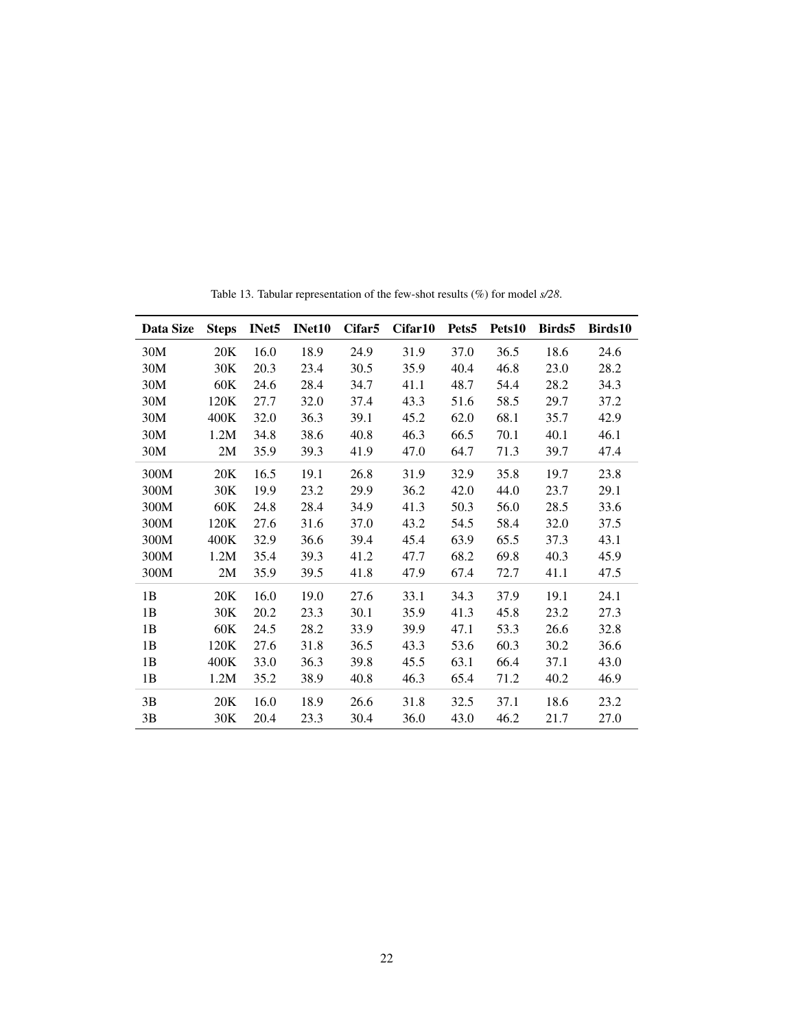Table 13. Tabular representation of the few-shot results (%) for model *s/28*.

| Data Size | Steps | INet5 | INet10 | Cifar5 | Cifar10 | Pets5 | Pets10 | Birds5 | Birds10 |
|---|---|---|---|---|---|---|---|---|---|
| 30M | 20K | 16.0 | 18.9 | 24.9 | 31.9 | 37.0 | 36.5 | 18.6 | 24.6 |
| 30M | 30K | 20.3 | 23.4 | 30.5 | 35.9 | 40.4 | 46.8 | 23.0 | 28.2 |
| 30M | 60K | 24.6 | 28.4 | 34.7 | 41.1 | 48.7 | 54.4 | 28.2 | 34.3 |
| 30M | 120K | 27.7 | 32.0 | 37.4 | 43.3 | 51.6 | 58.5 | 29.7 | 37.2 |
| 30M | 400K | 32.0 | 36.3 | 39.1 | 45.2 | 62.0 | 68.1 | 35.7 | 42.9 |
| 30M | 1.2M | 34.8 | 38.6 | 40.8 | 46.3 | 66.5 | 70.1 | 40.1 | 46.1 |
| 30M | 2M | 35.9 | 39.3 | 41.9 | 47.0 | 64.7 | 71.3 | 39.7 | 47.4 |
| 300M | 20K | 16.5 | 19.1 | 26.8 | 31.9 | 32.9 | 35.8 | 19.7 | 23.8 |
| 300M | 30K | 19.9 | 23.2 | 29.9 | 36.2 | 42.0 | 44.0 | 23.7 | 29.1 |
| 300M | 60K | 24.8 | 28.4 | 34.9 | 41.3 | 50.3 | 56.0 | 28.5 | 33.6 |
| 300M | 120K | 27.6 | 31.6 | 37.0 | 43.2 | 54.5 | 58.4 | 32.0 | 37.5 |
| 300M | 400K | 32.9 | 36.6 | 39.4 | 45.4 | 63.9 | 65.5 | 37.3 | 43.1 |
| 300M | 1.2M | 35.4 | 39.3 | 41.2 | 47.7 | 68.2 | 69.8 | 40.3 | 45.9 |
| 300M | 2M | 35.9 | 39.5 | 41.8 | 47.9 | 67.4 | 72.7 | 41.1 | 47.5 |
| 1B | 20K | 16.0 | 19.0 | 27.6 | 33.1 | 34.3 | 37.9 | 19.1 | 24.1 |
| 1B | 30K | 20.2 | 23.3 | 30.1 | 35.9 | 41.3 | 45.8 | 23.2 | 27.3 |
| 1B | 60K | 24.5 | 28.2 | 33.9 | 39.9 | 47.1 | 53.3 | 26.6 | 32.8 |
| 1B | 120K | 27.6 | 31.8 | 36.5 | 43.3 | 53.6 | 60.3 | 30.2 | 36.6 |
| 1B | 400K | 33.0 | 36.3 | 39.8 | 45.5 | 63.1 | 66.4 | 37.1 | 43.0 |
| 1B | 1.2M | 35.2 | 38.9 | 40.8 | 46.3 | 65.4 | 71.2 | 40.2 | 46.9 |
| 3B | 20K | 16.0 | 18.9 | 26.6 | 31.8 | 32.5 | 37.1 | 18.6 | 23.2 |
| 3B | 30K | 20.4 | 23.3 | 30.4 | 36.0 | 43.0 | 46.2 | 21.7 | 27.0 |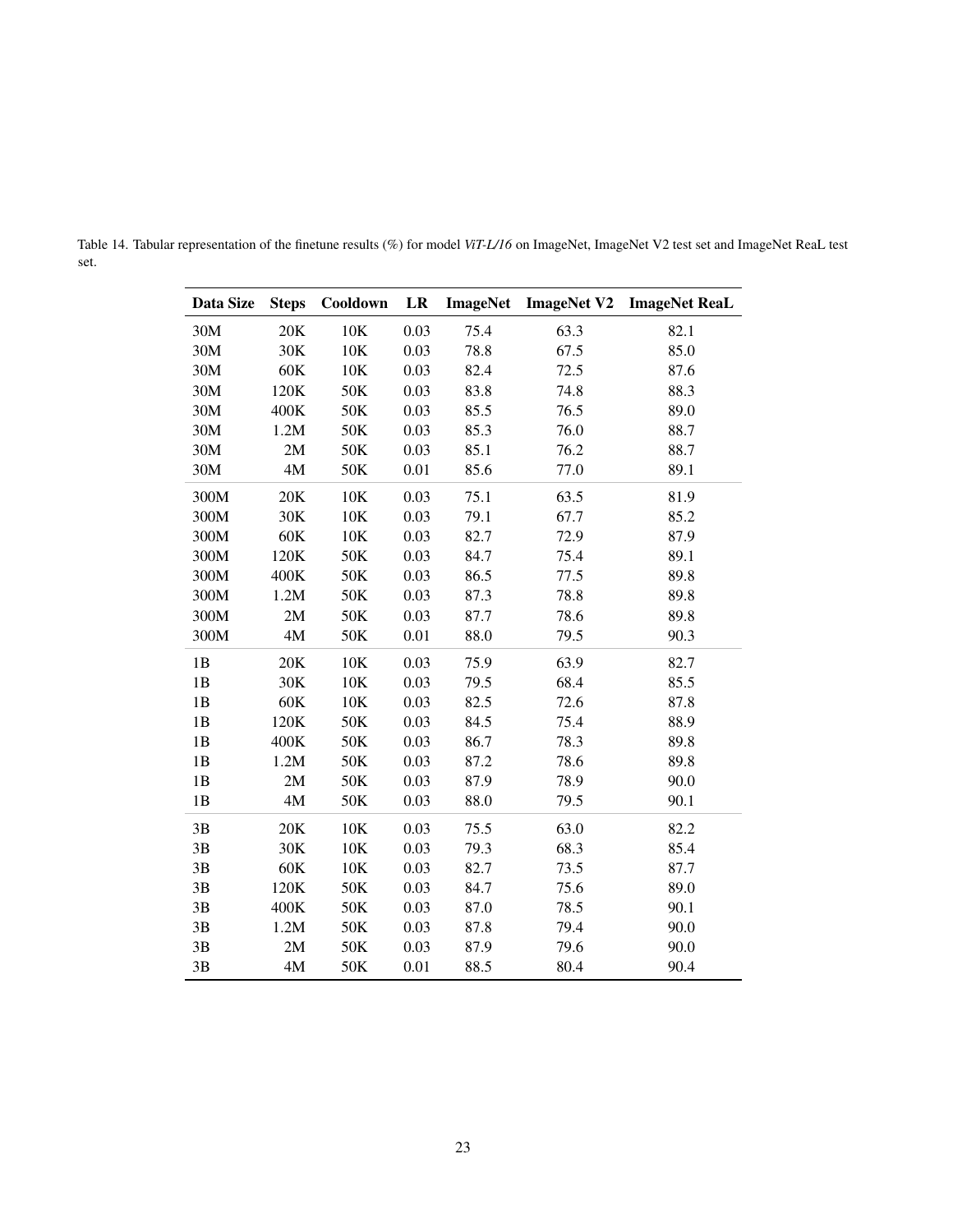Table 14. Tabular representation of the finetune results (%) for model *ViT-L/16* on ImageNet, ImageNet V2 test set and ImageNet ReaL test set.

| Data Size | Steps | Cooldown | LR | ImageNet | ImageNet V2 | ImageNet ReaL |
|---|---|---|---|---|---|---|
| 30M | 20K | 10K | 0.03 | 75.4 | 63.3 | 82.1 |
| 30M | 30K | 10K | 0.03 | 78.8 | 67.5 | 85.0 |
| 30M | 60K | 10K | 0.03 | 82.4 | 72.5 | 87.6 |
| 30M | 120K | 50K | 0.03 | 83.8 | 74.8 | 88.3 |
| 30M | 400K | 50K | 0.03 | 85.5 | 76.5 | 89.0 |
| 30M | 1.2M | 50K | 0.03 | 85.3 | 76.0 | 88.7 |
| 30M | 2M | 50K | 0.03 | 85.1 | 76.2 | 88.7 |
| 30M | 4M | 50K | 0.01 | 85.6 | 77.0 | 89.1 |
| 300M | 20K | 10K | 0.03 | 75.1 | 63.5 | 81.9 |
| 300M | 30K | 10K | 0.03 | 79.1 | 67.7 | 85.2 |
| 300M | 60K | 10K | 0.03 | 82.7 | 72.9 | 87.9 |
| 300M | 120K | 50K | 0.03 | 84.7 | 75.4 | 89.1 |
| 300M | 400K | 50K | 0.03 | 86.5 | 77.5 | 89.8 |
| 300M | 1.2M | 50K | 0.03 | 87.3 | 78.8 | 89.8 |
| 300M | 2M | 50K | 0.03 | 87.7 | 78.6 | 89.8 |
| 300M | 4M | 50K | 0.01 | 88.0 | 79.5 | 90.3 |
| 1B | 20K | 10K | 0.03 | 75.9 | 63.9 | 82.7 |
| 1B | 30K | 10K | 0.03 | 79.5 | 68.4 | 85.5 |
| 1B | 60K | 10K | 0.03 | 82.5 | 72.6 | 87.8 |
| 1B | 120K | 50K | 0.03 | 84.5 | 75.4 | 88.9 |
| 1B | 400K | 50K | 0.03 | 86.7 | 78.3 | 89.8 |
| 1B | 1.2M | 50K | 0.03 | 87.2 | 78.6 | 89.8 |
| 1B | 2M | 50K | 0.03 | 87.9 | 78.9 | 90.0 |
| 1B | 4M | 50K | 0.03 | 88.0 | 79.5 | 90.1 |
| 3B | 20K | 10K | 0.03 | 75.5 | 63.0 | 82.2 |
| 3B | 30K | 10K | 0.03 | 79.3 | 68.3 | 85.4 |
| 3B | 60K | 10K | 0.03 | 82.7 | 73.5 | 87.7 |
| 3B | 120K | 50K | 0.03 | 84.7 | 75.6 | 89.0 |
| 3B | 400K | 50K | 0.03 | 87.0 | 78.5 | 90.1 |
| 3B | 1.2M | 50K | 0.03 | 87.8 | 79.4 | 90.0 |
| 3B | 2M | 50K | 0.03 | 87.9 | 79.6 | 90.0 |
| 3B | 4M | 50K | 0.01 | 88.5 | 80.4 | 90.4 |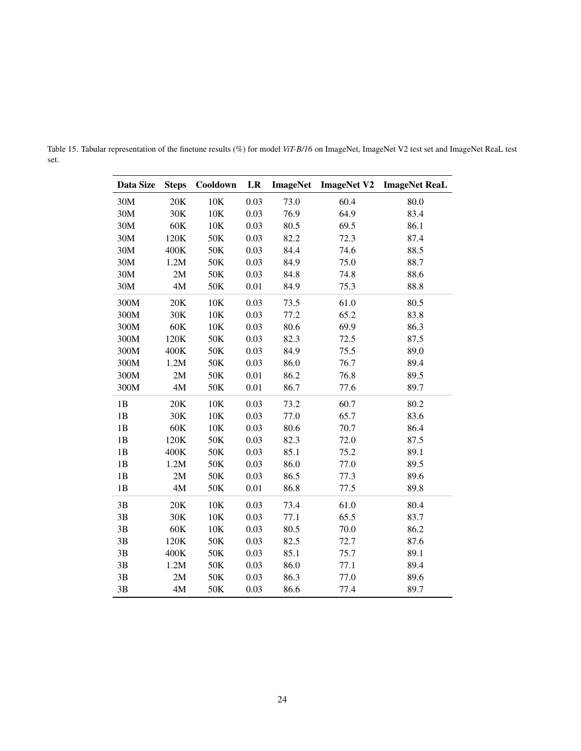Table 15. Tabular representation of the finetune results (%) for model *ViT-B/16* on ImageNet, ImageNet V2 test set and ImageNet ReaL test set.

| Data Size | Steps | Cooldown | LR | ImageNet | ImageNet V2 | ImageNet ReaL |
|---|---|---|---|---|---|---|
| 30M | 20K | 10K | 0.03 | 73.0 | 60.4 | 80.0 |
| 30M | 30K | 10K | 0.03 | 76.9 | 64.9 | 83.4 |
| 30M | 60K | 10K | 0.03 | 80.5 | 69.5 | 86.1 |
| 30M | 120K | 50K | 0.03 | 82.2 | 72.3 | 87.4 |
| 30M | 400K | 50K | 0.03 | 84.4 | 74.6 | 88.5 |
| 30M | 1.2M | 50K | 0.03 | 84.9 | 75.0 | 88.7 |
| 30M | 2M | 50K | 0.03 | 84.8 | 74.8 | 88.6 |
| 30M | 4M | 50K | 0.01 | 84.9 | 75.3 | 88.8 |
| 300M | 20K | 10K | 0.03 | 73.5 | 61.0 | 80.5 |
| 300M | 30K | 10K | 0.03 | 77.2 | 65.2 | 83.8 |
| 300M | 60K | 10K | 0.03 | 80.6 | 69.9 | 86.3 |
| 300M | 120K | 50K | 0.03 | 82.3 | 72.5 | 87.5 |
| 300M | 400K | 50K | 0.03 | 84.9 | 75.5 | 89.0 |
| 300M | 1.2M | 50K | 0.03 | 86.0 | 76.7 | 89.4 |
| 300M | 2M | 50K | 0.01 | 86.2 | 76.8 | 89.5 |
| 300M | 4M | 50K | 0.01 | 86.7 | 77.6 | 89.7 |
| 1B | 20K | 10K | 0.03 | 73.2 | 60.7 | 80.2 |
| 1B | 30K | 10K | 0.03 | 77.0 | 65.7 | 83.6 |
| 1B | 60K | 10K | 0.03 | 80.6 | 70.7 | 86.4 |
| 1B | 120K | 50K | 0.03 | 82.3 | 72.0 | 87.5 |
| 1B | 400K | 50K | 0.03 | 85.1 | 75.2 | 89.1 |
| 1B | 1.2M | 50K | 0.03 | 86.0 | 77.0 | 89.5 |
| 1B | 2M | 50K | 0.03 | 86.5 | 77.3 | 89.6 |
| 1B | 4M | 50K | 0.01 | 86.8 | 77.5 | 89.8 |
| 3B | 20K | 10K | 0.03 | 73.4 | 61.0 | 80.4 |
| 3B | 30K | 10K | 0.03 | 77.1 | 65.5 | 83.7 |
| 3B | 60K | 10K | 0.03 | 80.5 | 70.0 | 86.2 |
| 3B | 120K | 50K | 0.03 | 82.5 | 72.7 | 87.6 |
| 3B | 400K | 50K | 0.03 | 85.1 | 75.7 | 89.1 |
| 3B | 1.2M | 50K | 0.03 | 86.0 | 77.1 | 89.4 |
| 3B | 2M | 50K | 0.03 | 86.3 | 77.0 | 89.6 |
| 3B | 4M | 50K | 0.03 | 86.6 | 77.4 | 89.7 |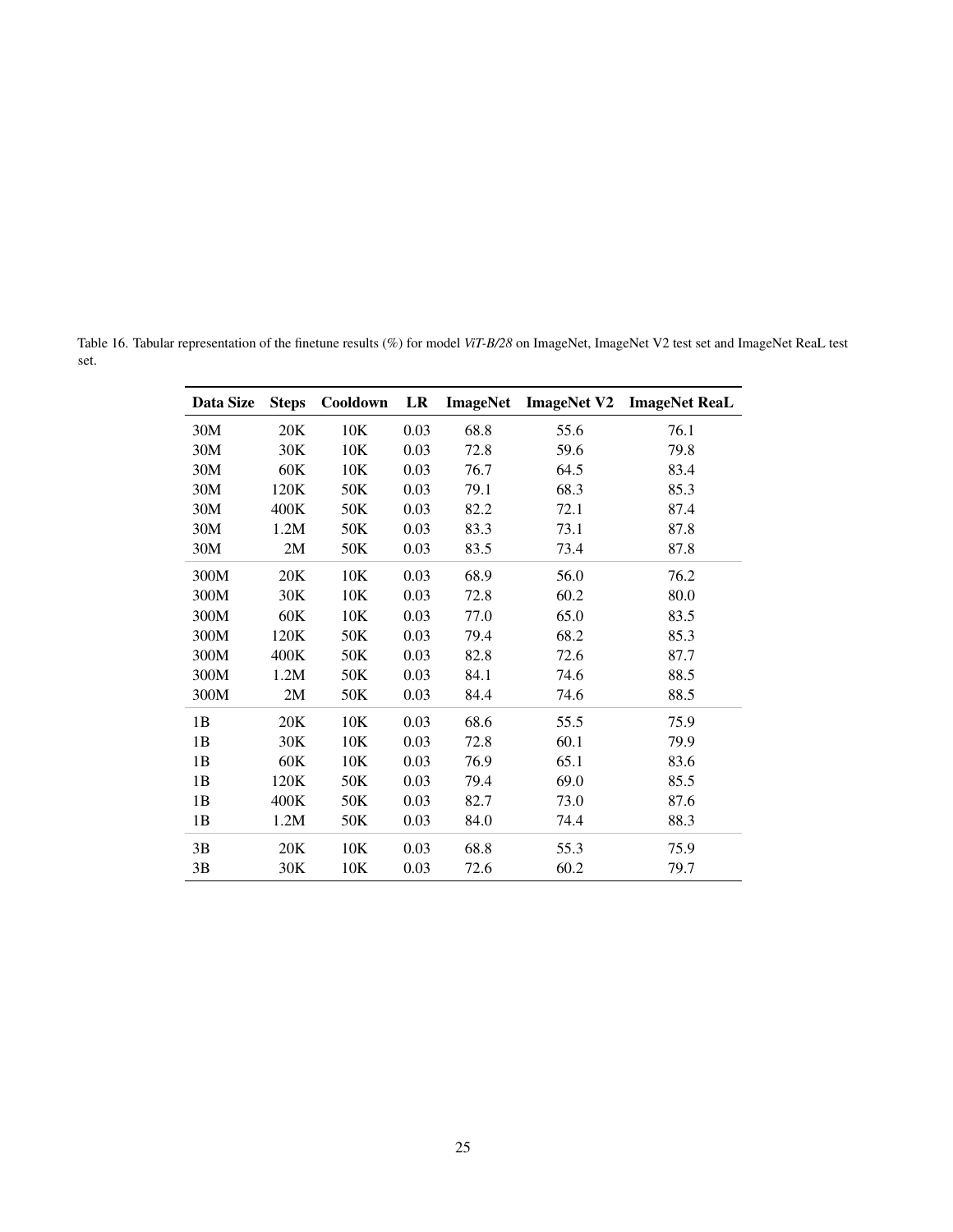Table 16. Tabular representation of the finetune results (%) for model *ViT-B/28* on ImageNet, ImageNet V2 test set and ImageNet ReaL test set.

| Data Size | Steps | Cooldown | LR | ImageNet | ImageNet V2 | ImageNet ReaL |
|---|---|---|---|---|---|---|
| 30M | 20K | 10K | 0.03 | 68.8 | 55.6 | 76.1 |
| 30M | 30K | 10K | 0.03 | 72.8 | 59.6 | 79.8 |
| 30M | 60K | 10K | 0.03 | 76.7 | 64.5 | 83.4 |
| 30M | 120K | 50K | 0.03 | 79.1 | 68.3 | 85.3 |
| 30M | 400K | 50K | 0.03 | 82.2 | 72.1 | 87.4 |
| 30M | 1.2M | 50K | 0.03 | 83.3 | 73.1 | 87.8 |
| 30M | 2M | 50K | 0.03 | 83.5 | 73.4 | 87.8 |
| 300M | 20K | 10K | 0.03 | 68.9 | 56.0 | 76.2 |
| 300M | 30K | 10K | 0.03 | 72.8 | 60.2 | 80.0 |
| 300M | 60K | 10K | 0.03 | 77.0 | 65.0 | 83.5 |
| 300M | 120K | 50K | 0.03 | 79.4 | 68.2 | 85.3 |
| 300M | 400K | 50K | 0.03 | 82.8 | 72.6 | 87.7 |
| 300M | 1.2M | 50K | 0.03 | 84.1 | 74.6 | 88.5 |
| 300M | 2M | 50K | 0.03 | 84.4 | 74.6 | 88.5 |
| 1B | 20K | 10K | 0.03 | 68.6 | 55.5 | 75.9 |
| 1B | 30K | 10K | 0.03 | 72.8 | 60.1 | 79.9 |
| 1B | 60K | 10K | 0.03 | 76.9 | 65.1 | 83.6 |
| 1B | 120K | 50K | 0.03 | 79.4 | 69.0 | 85.5 |
| 1B | 400K | 50K | 0.03 | 82.7 | 73.0 | 87.6 |
| 1B | 1.2M | 50K | 0.03 | 84.0 | 74.4 | 88.3 |
| 3B | 20K | 10K | 0.03 | 68.8 | 55.3 | 75.9 |
| 3B | 30K | 10K | 0.03 | 72.6 | 60.2 | 79.7 |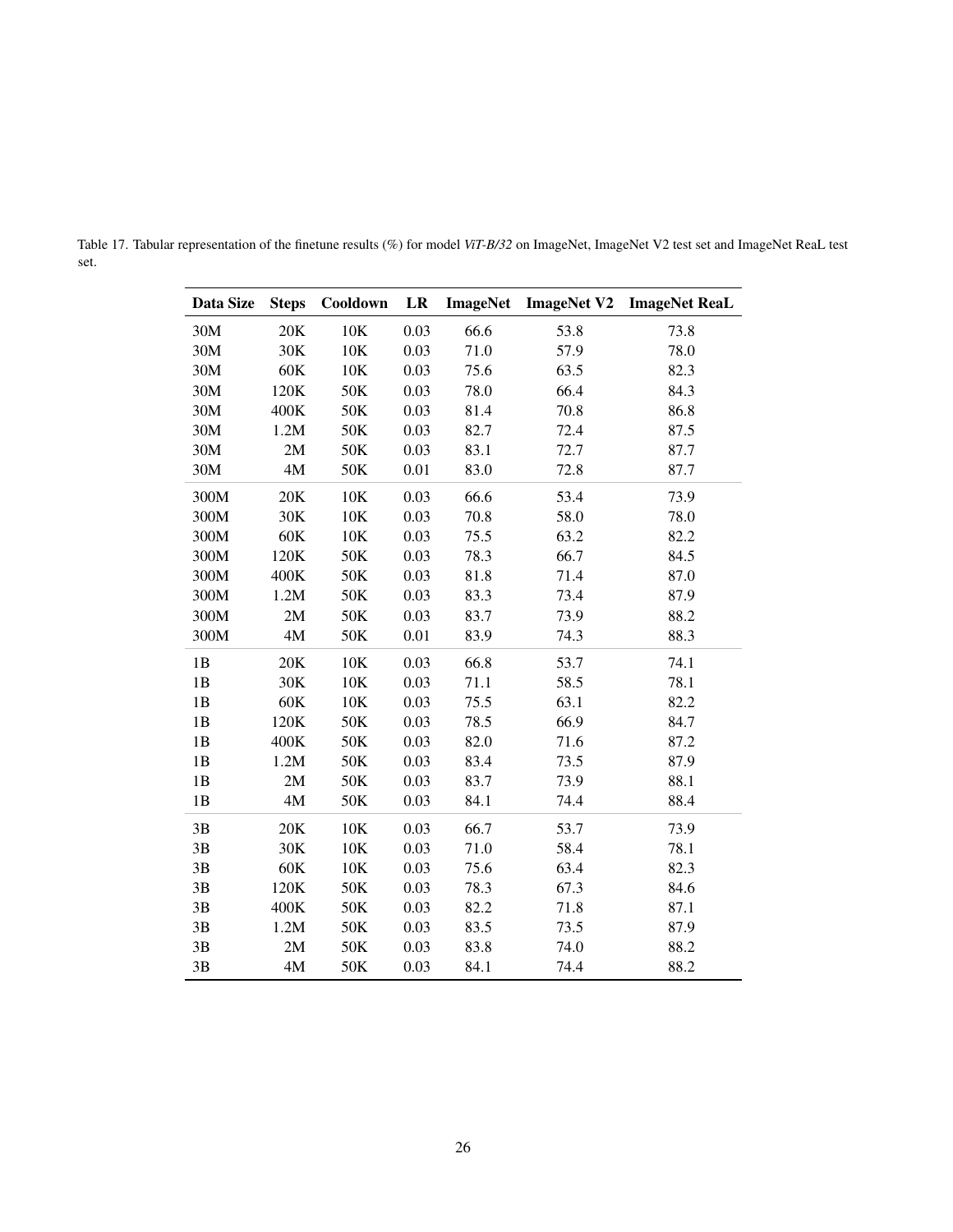Table 17. Tabular representation of the finetune results (%) for model *ViT-B/32* on ImageNet, ImageNet V2 test set and ImageNet ReaL test set.

| Data Size | Steps | Cooldown | LR | ImageNet | ImageNet V2 | ImageNet ReaL |
|---|---|---|---|---|---|---|
| 30M | 20K | 10K | 0.03 | 66.6 | 53.8 | 73.8 |
| 30M | 30K | 10K | 0.03 | 71.0 | 57.9 | 78.0 |
| 30M | 60K | 10K | 0.03 | 75.6 | 63.5 | 82.3 |
| 30M | 120K | 50K | 0.03 | 78.0 | 66.4 | 84.3 |
| 30M | 400K | 50K | 0.03 | 81.4 | 70.8 | 86.8 |
| 30M | 1.2M | 50K | 0.03 | 82.7 | 72.4 | 87.5 |
| 30M | 2M | 50K | 0.03 | 83.1 | 72.7 | 87.7 |
| 30M | 4M | 50K | 0.01 | 83.0 | 72.8 | 87.7 |
| 300M | 20K | 10K | 0.03 | 66.6 | 53.4 | 73.9 |
| 300M | 30K | 10K | 0.03 | 70.8 | 58.0 | 78.0 |
| 300M | 60K | 10K | 0.03 | 75.5 | 63.2 | 82.2 |
| 300M | 120K | 50K | 0.03 | 78.3 | 66.7 | 84.5 |
| 300M | 400K | 50K | 0.03 | 81.8 | 71.4 | 87.0 |
| 300M | 1.2M | 50K | 0.03 | 83.3 | 73.4 | 87.9 |
| 300M | 2M | 50K | 0.03 | 83.7 | 73.9 | 88.2 |
| 300M | 4M | 50K | 0.01 | 83.9 | 74.3 | 88.3 |
| 1B | 20K | 10K | 0.03 | 66.8 | 53.7 | 74.1 |
| 1B | 30K | 10K | 0.03 | 71.1 | 58.5 | 78.1 |
| 1B | 60K | 10K | 0.03 | 75.5 | 63.1 | 82.2 |
| 1B | 120K | 50K | 0.03 | 78.5 | 66.9 | 84.7 |
| 1B | 400K | 50K | 0.03 | 82.0 | 71.6 | 87.2 |
| 1B | 1.2M | 50K | 0.03 | 83.4 | 73.5 | 87.9 |
| 1B | 2M | 50K | 0.03 | 83.7 | 73.9 | 88.1 |
| 1B | 4M | 50K | 0.03 | 84.1 | 74.4 | 88.4 |
| 3B | 20K | 10K | 0.03 | 66.7 | 53.7 | 73.9 |
| 3B | 30K | 10K | 0.03 | 71.0 | 58.4 | 78.1 |
| 3B | 60K | 10K | 0.03 | 75.6 | 63.4 | 82.3 |
| 3B | 120K | 50K | 0.03 | 78.3 | 67.3 | 84.6 |
| 3B | 400K | 50K | 0.03 | 82.2 | 71.8 | 87.1 |
| 3B | 1.2M | 50K | 0.03 | 83.5 | 73.5 | 87.9 |
| 3B | 2M | 50K | 0.03 | 83.8 | 74.0 | 88.2 |
| 3B | 4M | 50K | 0.03 | 84.1 | 74.4 | 88.2 |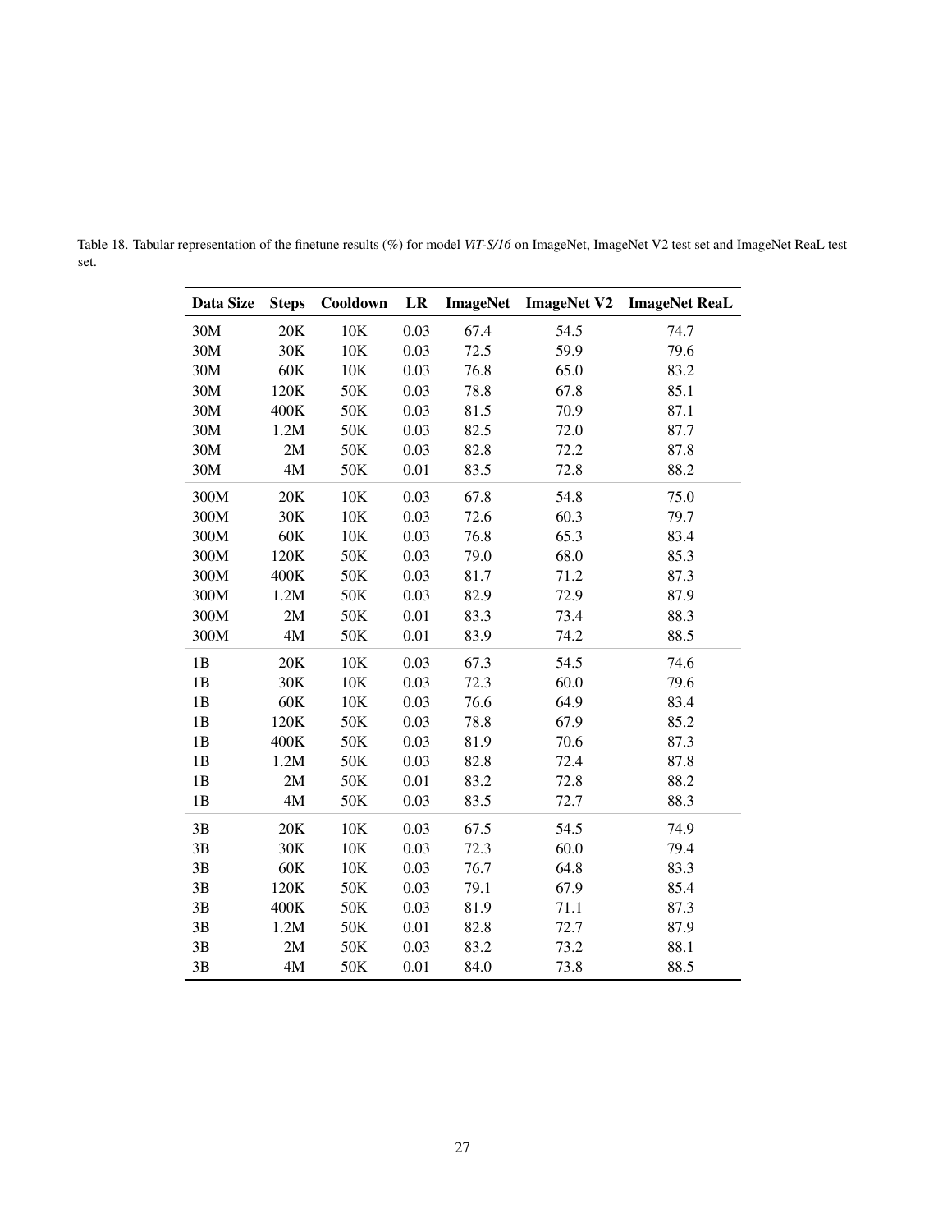Table 18. Tabular representation of the finetune results (%) for model *ViT-S/16* on ImageNet, ImageNet V2 test set and ImageNet ReaL test set.

| Data Size | Steps | Cooldown | LR | ImageNet | ImageNet V2 | ImageNet ReaL |
|---|---|---|---|---|---|---|
| 30M | 20K | 10K | 0.03 | 67.4 | 54.5 | 74.7 |
| 30M | 30K | 10K | 0.03 | 72.5 | 59.9 | 79.6 |
| 30M | 60K | 10K | 0.03 | 76.8 | 65.0 | 83.2 |
| 30M | 120K | 50K | 0.03 | 78.8 | 67.8 | 85.1 |
| 30M | 400K | 50K | 0.03 | 81.5 | 70.9 | 87.1 |
| 30M | 1.2M | 50K | 0.03 | 82.5 | 72.0 | 87.7 |
| 30M | 2M | 50K | 0.03 | 82.8 | 72.2 | 87.8 |
| 30M | 4M | 50K | 0.01 | 83.5 | 72.8 | 88.2 |
| 300M | 20K | 10K | 0.03 | 67.8 | 54.8 | 75.0 |
| 300M | 30K | 10K | 0.03 | 72.6 | 60.3 | 79.7 |
| 300M | 60K | 10K | 0.03 | 76.8 | 65.3 | 83.4 |
| 300M | 120K | 50K | 0.03 | 79.0 | 68.0 | 85.3 |
| 300M | 400K | 50K | 0.03 | 81.7 | 71.2 | 87.3 |
| 300M | 1.2M | 50K | 0.03 | 82.9 | 72.9 | 87.9 |
| 300M | 2M | 50K | 0.01 | 83.3 | 73.4 | 88.3 |
| 300M | 4M | 50K | 0.01 | 83.9 | 74.2 | 88.5 |
| 1B | 20K | 10K | 0.03 | 67.3 | 54.5 | 74.6 |
| 1B | 30K | 10K | 0.03 | 72.3 | 60.0 | 79.6 |
| 1B | 60K | 10K | 0.03 | 76.6 | 64.9 | 83.4 |
| 1B | 120K | 50K | 0.03 | 78.8 | 67.9 | 85.2 |
| 1B | 400K | 50K | 0.03 | 81.9 | 70.6 | 87.3 |
| 1B | 1.2M | 50K | 0.03 | 82.8 | 72.4 | 87.8 |
| 1B | 2M | 50K | 0.01 | 83.2 | 72.8 | 88.2 |
| 1B | 4M | 50K | 0.03 | 83.5 | 72.7 | 88.3 |
| 3B | 20K | 10K | 0.03 | 67.5 | 54.5 | 74.9 |
| 3B | 30K | 10K | 0.03 | 72.3 | 60.0 | 79.4 |
| 3B | 60K | 10K | 0.03 | 76.7 | 64.8 | 83.3 |
| 3B | 120K | 50K | 0.03 | 79.1 | 67.9 | 85.4 |
| 3B | 400K | 50K | 0.03 | 81.9 | 71.1 | 87.3 |
| 3B | 1.2M | 50K | 0.01 | 82.8 | 72.7 | 87.9 |
| 3B | 2M | 50K | 0.03 | 83.2 | 73.2 | 88.1 |
| 3B | 4M | 50K | 0.01 | 84.0 | 73.8 | 88.5 |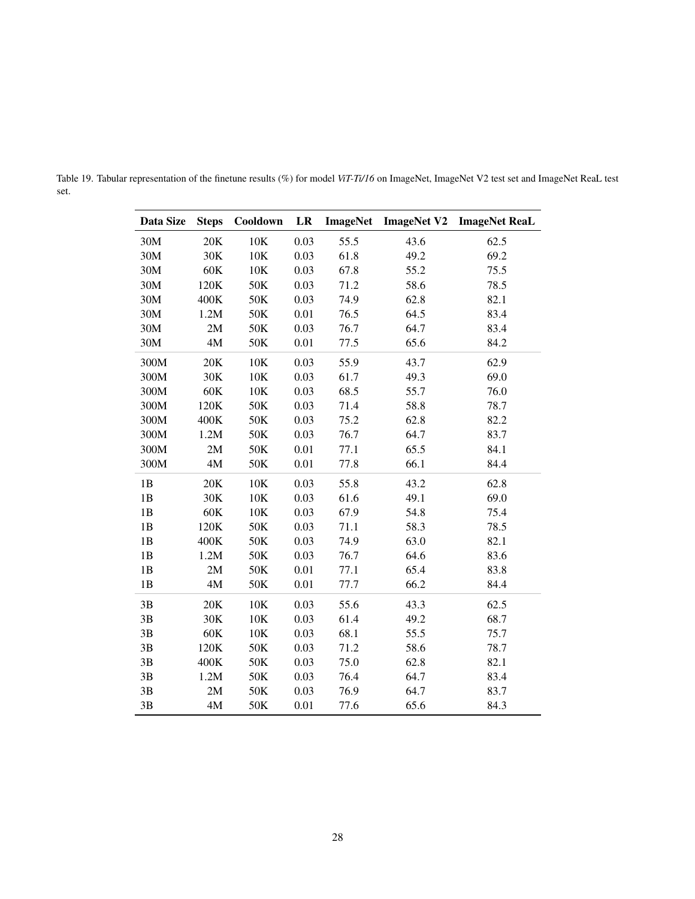Table 19. Tabular representation of the finetune results (%) for model *ViT-Ti/16* on ImageNet, ImageNet V2 test set and ImageNet ReaL test set.

| Data Size | Steps | Cooldown | LR | ImageNet | ImageNet V2 | ImageNet ReaL |
|---|---|---|---|---|---|---|
| 30M | 20K | 10K | 0.03 | 55.5 | 43.6 | 62.5 |
| 30M | 30K | 10K | 0.03 | 61.8 | 49.2 | 69.2 |
| 30M | 60K | 10K | 0.03 | 67.8 | 55.2 | 75.5 |
| 30M | 120K | 50K | 0.03 | 71.2 | 58.6 | 78.5 |
| 30M | 400K | 50K | 0.03 | 74.9 | 62.8 | 82.1 |
| 30M | 1.2M | 50K | 0.01 | 76.5 | 64.5 | 83.4 |
| 30M | 2M | 50K | 0.03 | 76.7 | 64.7 | 83.4 |
| 30M | 4M | 50K | 0.01 | 77.5 | 65.6 | 84.2 |
| 300M | 20K | 10K | 0.03 | 55.9 | 43.7 | 62.9 |
| 300M | 30K | 10K | 0.03 | 61.7 | 49.3 | 69.0 |
| 300M | 60K | 10K | 0.03 | 68.5 | 55.7 | 76.0 |
| 300M | 120K | 50K | 0.03 | 71.4 | 58.8 | 78.7 |
| 300M | 400K | 50K | 0.03 | 75.2 | 62.8 | 82.2 |
| 300M | 1.2M | 50K | 0.03 | 76.7 | 64.7 | 83.7 |
| 300M | 2M | 50K | 0.01 | 77.1 | 65.5 | 84.1 |
| 300M | 4M | 50K | 0.01 | 77.8 | 66.1 | 84.4 |
| 1B | 20K | 10K | 0.03 | 55.8 | 43.2 | 62.8 |
| 1B | 30K | 10K | 0.03 | 61.6 | 49.1 | 69.0 |
| 1B | 60K | 10K | 0.03 | 67.9 | 54.8 | 75.4 |
| 1B | 120K | 50K | 0.03 | 71.1 | 58.3 | 78.5 |
| 1B | 400K | 50K | 0.03 | 74.9 | 63.0 | 82.1 |
| 1B | 1.2M | 50K | 0.03 | 76.7 | 64.6 | 83.6 |
| 1B | 2M | 50K | 0.01 | 77.1 | 65.4 | 83.8 |
| 1B | 4M | 50K | 0.01 | 77.7 | 66.2 | 84.4 |
| 3B | 20K | 10K | 0.03 | 55.6 | 43.3 | 62.5 |
| 3B | 30K | 10K | 0.03 | 61.4 | 49.2 | 68.7 |
| 3B | 60K | 10K | 0.03 | 68.1 | 55.5 | 75.7 |
| 3B | 120K | 50K | 0.03 | 71.2 | 58.6 | 78.7 |
| 3B | 400K | 50K | 0.03 | 75.0 | 62.8 | 82.1 |
| 3B | 1.2M | 50K | 0.03 | 76.4 | 64.7 | 83.4 |
| 3B | 2M | 50K | 0.03 | 76.9 | 64.7 | 83.7 |
| 3B | 4M | 50K | 0.01 | 77.6 | 65.6 | 84.3 |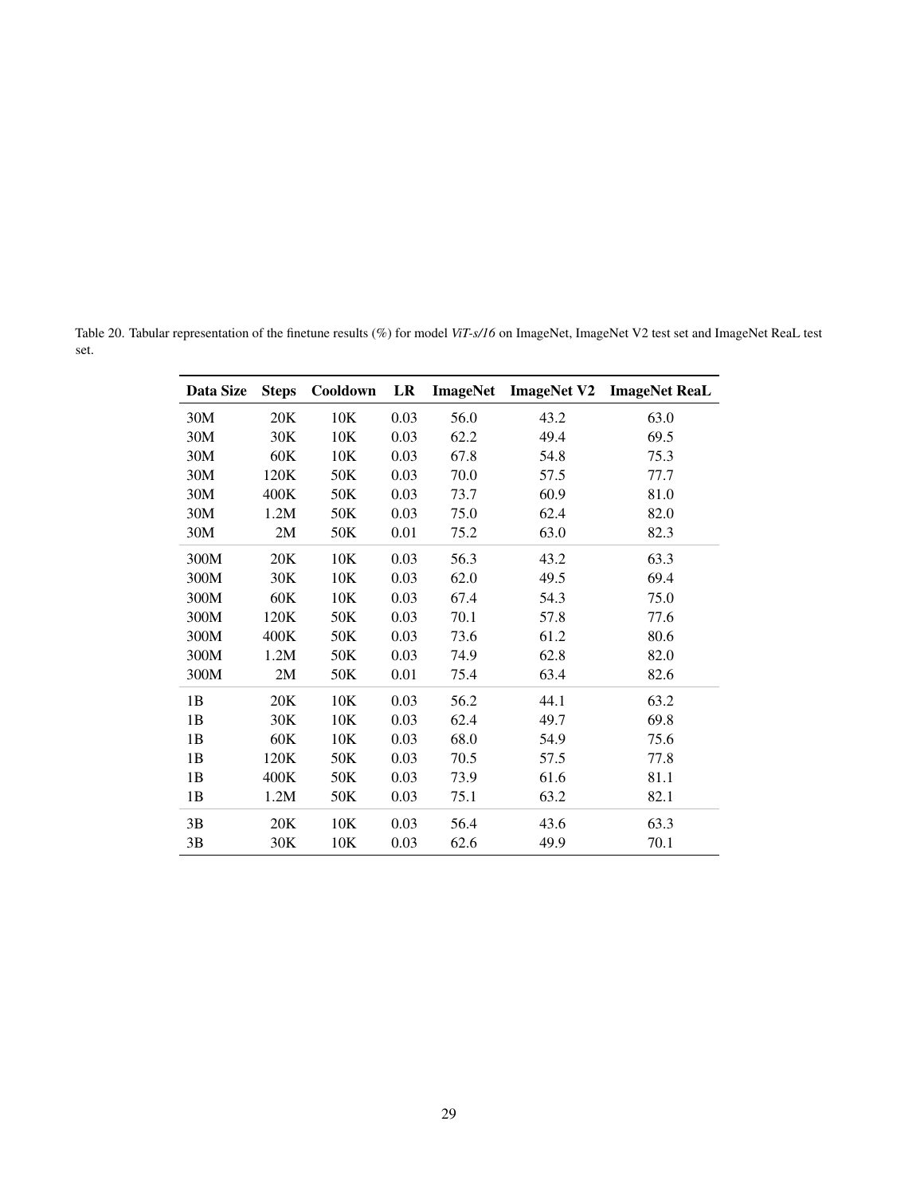Table 20. Tabular representation of the finetune results (%) for model *ViT-s/16* on ImageNet, ImageNet V2 test set and ImageNet ReaL test set.

| Data Size | Steps | Cooldown | LR | ImageNet | ImageNet V2 | ImageNet ReaL |
|---|---|---|---|---|---|---|
| 30M | 20K | 10K | 0.03 | 56.0 | 43.2 | 63.0 |
| 30M | 30K | 10K | 0.03 | 62.2 | 49.4 | 69.5 |
| 30M | 60K | 10K | 0.03 | 67.8 | 54.8 | 75.3 |
| 30M | 120K | 50K | 0.03 | 70.0 | 57.5 | 77.7 |
| 30M | 400K | 50K | 0.03 | 73.7 | 60.9 | 81.0 |
| 30M | 1.2M | 50K | 0.03 | 75.0 | 62.4 | 82.0 |
| 30M | 2M | 50K | 0.01 | 75.2 | 63.0 | 82.3 |
| 300M | 20K | 10K | 0.03 | 56.3 | 43.2 | 63.3 |
| 300M | 30K | 10K | 0.03 | 62.0 | 49.5 | 69.4 |
| 300M | 60K | 10K | 0.03 | 67.4 | 54.3 | 75.0 |
| 300M | 120K | 50K | 0.03 | 70.1 | 57.8 | 77.6 |
| 300M | 400K | 50K | 0.03 | 73.6 | 61.2 | 80.6 |
| 300M | 1.2M | 50K | 0.03 | 74.9 | 62.8 | 82.0 |
| 300M | 2M | 50K | 0.01 | 75.4 | 63.4 | 82.6 |
| 1B | 20K | 10K | 0.03 | 56.2 | 44.1 | 63.2 |
| 1B | 30K | 10K | 0.03 | 62.4 | 49.7 | 69.8 |
| 1B | 60K | 10K | 0.03 | 68.0 | 54.9 | 75.6 |
| 1B | 120K | 50K | 0.03 | 70.5 | 57.5 | 77.8 |
| 1B | 400K | 50K | 0.03 | 73.9 | 61.6 | 81.1 |
| 1B | 1.2M | 50K | 0.03 | 75.1 | 63.2 | 82.1 |
| 3B | 20K | 10K | 0.03 | 56.4 | 43.6 | 63.3 |
| 3B | 30K | 10K | 0.03 | 62.6 | 49.9 | 70.1 |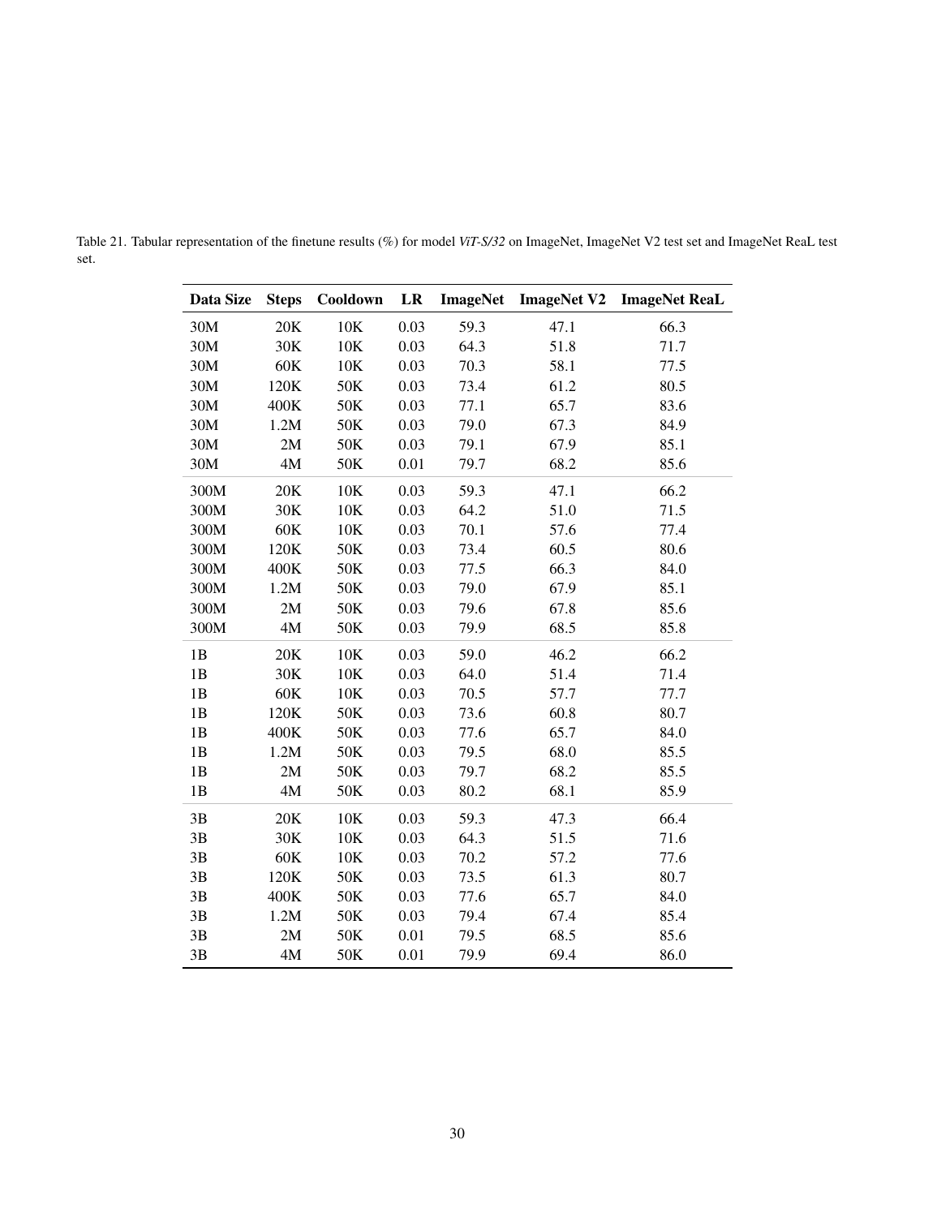Table 21. Tabular representation of the finetune results (%) for model *ViT-S/32* on ImageNet, ImageNet V2 test set and ImageNet ReaL test set.

| Data Size | Steps | Cooldown | LR | ImageNet | ImageNet V2 | ImageNet ReaL |
|---|---|---|---|---|---|---|
| 30M | 20K | 10K | 0.03 | 59.3 | 47.1 | 66.3 |
| 30M | 30K | 10K | 0.03 | 64.3 | 51.8 | 71.7 |
| 30M | 60K | 10K | 0.03 | 70.3 | 58.1 | 77.5 |
| 30M | 120K | 50K | 0.03 | 73.4 | 61.2 | 80.5 |
| 30M | 400K | 50K | 0.03 | 77.1 | 65.7 | 83.6 |
| 30M | 1.2M | 50K | 0.03 | 79.0 | 67.3 | 84.9 |
| 30M | 2M | 50K | 0.03 | 79.1 | 67.9 | 85.1 |
| 30M | 4M | 50K | 0.01 | 79.7 | 68.2 | 85.6 |
| 300M | 20K | 10K | 0.03 | 59.3 | 47.1 | 66.2 |
| 300M | 30K | 10K | 0.03 | 64.2 | 51.0 | 71.5 |
| 300M | 60K | 10K | 0.03 | 70.1 | 57.6 | 77.4 |
| 300M | 120K | 50K | 0.03 | 73.4 | 60.5 | 80.6 |
| 300M | 400K | 50K | 0.03 | 77.5 | 66.3 | 84.0 |
| 300M | 1.2M | 50K | 0.03 | 79.0 | 67.9 | 85.1 |
| 300M | 2M | 50K | 0.03 | 79.6 | 67.8 | 85.6 |
| 300M | 4M | 50K | 0.03 | 79.9 | 68.5 | 85.8 |
| 1B | 20K | 10K | 0.03 | 59.0 | 46.2 | 66.2 |
| 1B | 30K | 10K | 0.03 | 64.0 | 51.4 | 71.4 |
| 1B | 60K | 10K | 0.03 | 70.5 | 57.7 | 77.7 |
| 1B | 120K | 50K | 0.03 | 73.6 | 60.8 | 80.7 |
| 1B | 400K | 50K | 0.03 | 77.6 | 65.7 | 84.0 |
| 1B | 1.2M | 50K | 0.03 | 79.5 | 68.0 | 85.5 |
| 1B | 2M | 50K | 0.03 | 79.7 | 68.2 | 85.5 |
| 1B | 4M | 50K | 0.03 | 80.2 | 68.1 | 85.9 |
| 3B | 20K | 10K | 0.03 | 59.3 | 47.3 | 66.4 |
| 3B | 30K | 10K | 0.03 | 64.3 | 51.5 | 71.6 |
| 3B | 60K | 10K | 0.03 | 70.2 | 57.2 | 77.6 |
| 3B | 120K | 50K | 0.03 | 73.5 | 61.3 | 80.7 |
| 3B | 400K | 50K | 0.03 | 77.6 | 65.7 | 84.0 |
| 3B | 1.2M | 50K | 0.03 | 79.4 | 67.4 | 85.4 |
| 3B | 2M | 50K | 0.01 | 79.5 | 68.5 | 85.6 |
| 3B | 4M | 50K | 0.01 | 79.9 | 69.4 | 86.0 |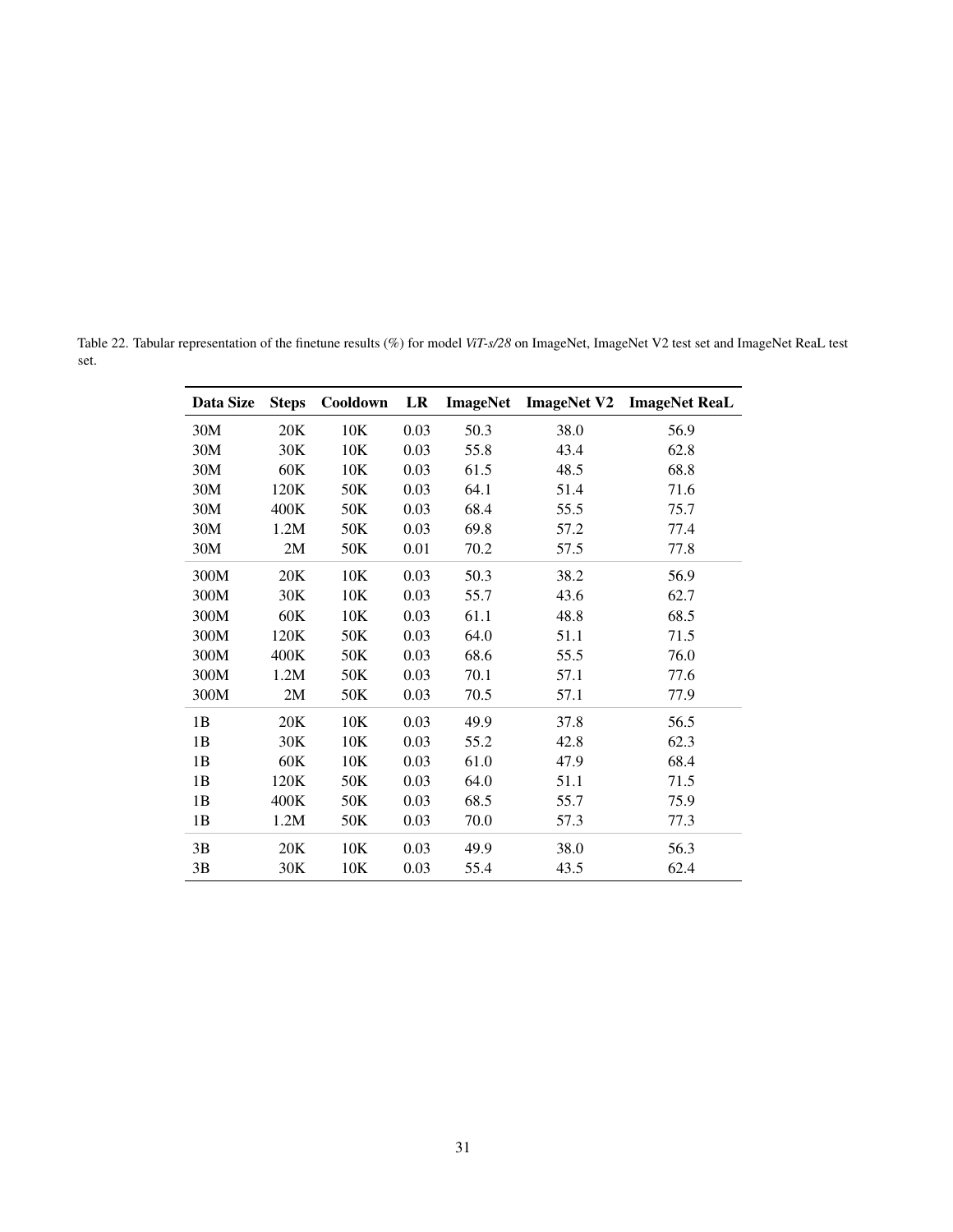Table 22. Tabular representation of the finetune results (%) for model *ViT-s/28* on ImageNet, ImageNet V2 test set and ImageNet ReaL test set.

| Data Size | Steps | Cooldown | LR | ImageNet | ImageNet V2 | ImageNet ReaL |
|---|---|---|---|---|---|---|
| 30M | 20K | 10K | 0.03 | 50.3 | 38.0 | 56.9 |
| 30M | 30K | 10K | 0.03 | 55.8 | 43.4 | 62.8 |
| 30M | 60K | 10K | 0.03 | 61.5 | 48.5 | 68.8 |
| 30M | 120K | 50K | 0.03 | 64.1 | 51.4 | 71.6 |
| 30M | 400K | 50K | 0.03 | 68.4 | 55.5 | 75.7 |
| 30M | 1.2M | 50K | 0.03 | 69.8 | 57.2 | 77.4 |
| 30M | 2M | 50K | 0.01 | 70.2 | 57.5 | 77.8 |
| 300M | 20K | 10K | 0.03 | 50.3 | 38.2 | 56.9 |
| 300M | 30K | 10K | 0.03 | 55.7 | 43.6 | 62.7 |
| 300M | 60K | 10K | 0.03 | 61.1 | 48.8 | 68.5 |
| 300M | 120K | 50K | 0.03 | 64.0 | 51.1 | 71.5 |
| 300M | 400K | 50K | 0.03 | 68.6 | 55.5 | 76.0 |
| 300M | 1.2M | 50K | 0.03 | 70.1 | 57.1 | 77.6 |
| 300M | 2M | 50K | 0.03 | 70.5 | 57.1 | 77.9 |
| 1B | 20K | 10K | 0.03 | 49.9 | 37.8 | 56.5 |
| 1B | 30K | 10K | 0.03 | 55.2 | 42.8 | 62.3 |
| 1B | 60K | 10K | 0.03 | 61.0 | 47.9 | 68.4 |
| 1B | 120K | 50K | 0.03 | 64.0 | 51.1 | 71.5 |
| 1B | 400K | 50K | 0.03 | 68.5 | 55.7 | 75.9 |
| 1B | 1.2M | 50K | 0.03 | 70.0 | 57.3 | 77.3 |
| 3B | 20K | 10K | 0.03 | 49.9 | 38.0 | 56.3 |
| 3B | 30K | 10K | 0.03 | 55.4 | 43.5 | 62.4 |